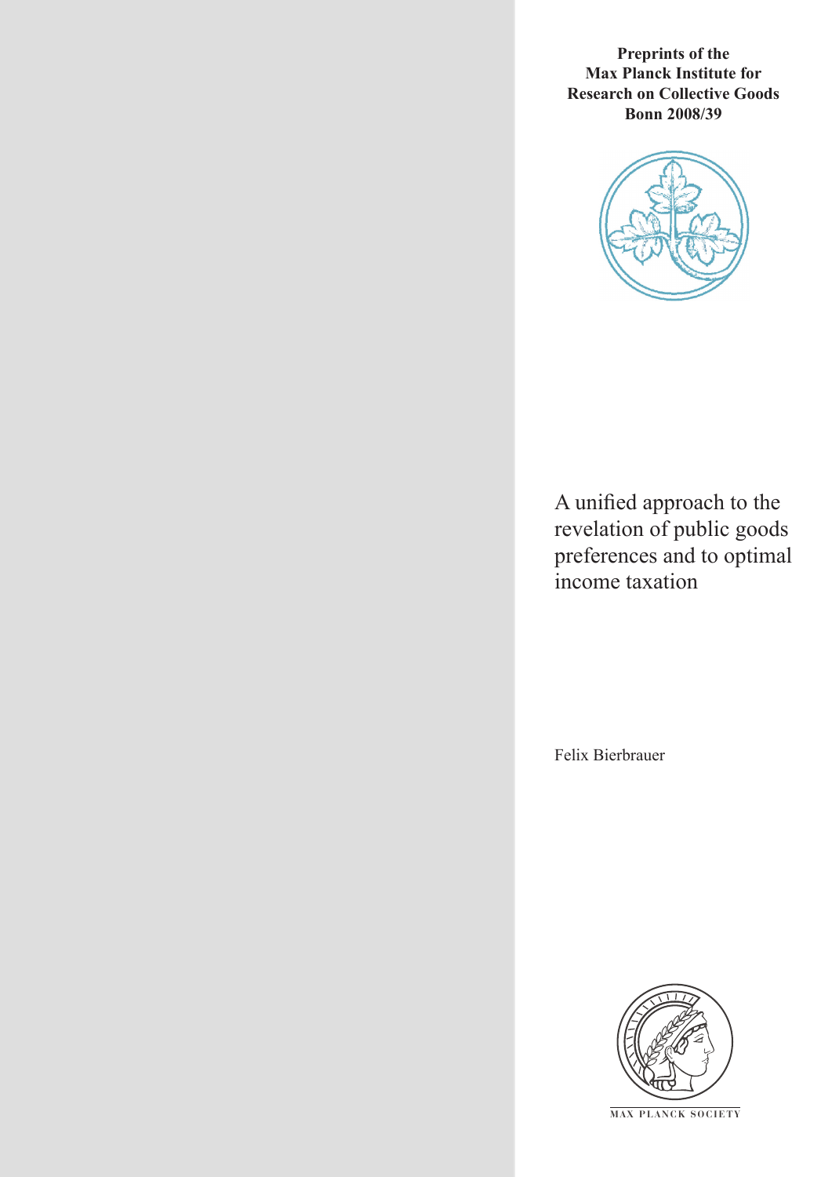**Preprints of the Max Planck Institute for Research on Collective Goods Bonn 2008/39**

# A unified approach to the revelation of public goods preferences and to optimal income taxation

Felix Bierbrauer

MAX PLANCK SOCIETY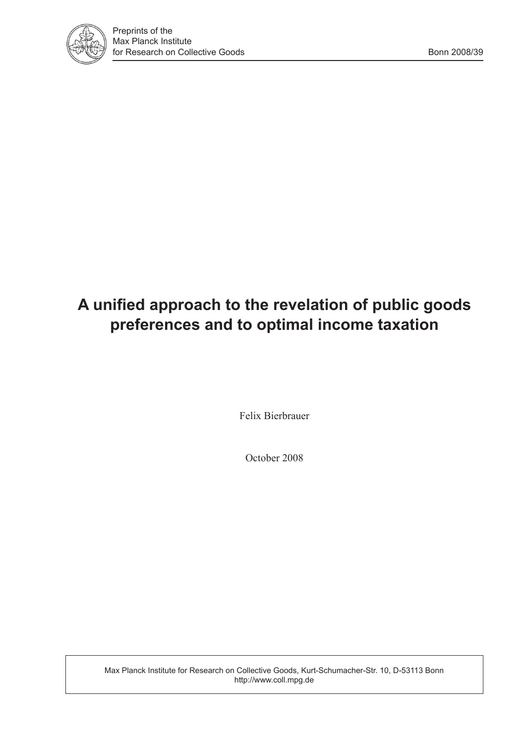# A unified approach to the revelation of public goods preferences and to optimal income taxation

Felix Bierbrauer

October 2008

Max Planck Institute for Research on Collective Goods, Kurt-Schumacher-Str. 10, D-53113 Bonn
http://www.coll.mpg.de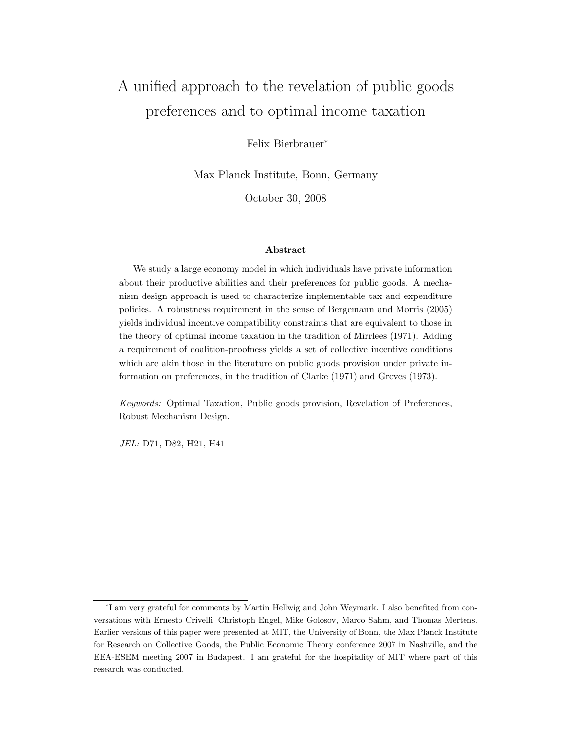# A unified approach to the revelation of public goods preferences and to optimal income taxation

Felix Bierbrauer*

Max Planck Institute, Bonn, Germany

October 30, 2008

**Abstract**

We study a large economy model in which individuals have private information about their productive abilities and their preferences for public goods. A mechanism design approach is used to characterize implementable tax and expenditure policies. A robustness requirement in the sense of Bergemann and Morris (2005) yields individual incentive compatibility constraints that are equivalent to those in the theory of optimal income taxation in the tradition of Mirrlees (1971). Adding a requirement of coalition-proofness yields a set of collective incentive conditions which are akin those in the literature on public goods provision under private information on preferences, in the tradition of Clarke (1971) and Groves (1973).

*Keywords:* Optimal Taxation, Public goods provision, Revelation of Preferences, Robust Mechanism Design.

*JEL:* D71, D82, H21, H41

---

*I am very grateful for comments by Martin Hellwig and John Weymark. I also benefited from conversations with Ernesto Crivelli, Christoph Engel, Mike Golosov, Marco Sahm, and Thomas Mertens. Earlier versions of this paper were presented at MIT, the University of Bonn, the Max Planck Institute for Research on Collective Goods, the Public Economic Theory conference 2007 in Nashville, and the EEA-ESEM meeting 2007 in Budapest. I am grateful for the hospitality of MIT where part of this research was conducted.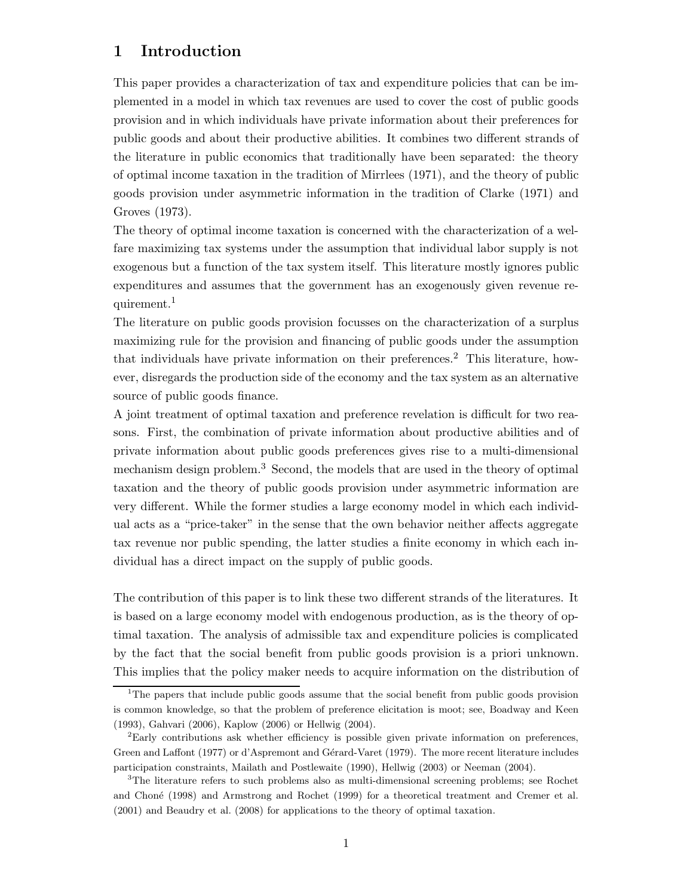# 1 Introduction

This paper provides a characterization of tax and expenditure policies that can be implemented in a model in which tax revenues are used to cover the cost of public goods provision and in which individuals have private information about their preferences for public goods and about their productive abilities. It combines two different strands of the literature in public economics that traditionally have been separated: the theory of optimal income taxation in the tradition of Mirrlees (1971), and the theory of public goods provision under asymmetric information in the tradition of Clarke (1971) and Groves (1973).

The theory of optimal income taxation is concerned with the characterization of a welfare maximizing tax systems under the assumption that individual labor supply is not exogenous but a function of the tax system itself. This literature mostly ignores public expenditures and assumes that the government has an exogenously given revenue requirement.[1]

The literature on public goods provision focusses on the characterization of a surplus maximizing rule for the provision and financing of public goods under the assumption that individuals have private information on their preferences.[2] This literature, however, disregards the production side of the economy and the tax system as an alternative source of public goods finance.

A joint treatment of optimal taxation and preference revelation is difficult for two reasons. First, the combination of private information about productive abilities and of private information about public goods preferences gives rise to a multi-dimensional mechanism design problem.[3] Second, the models that are used in the theory of optimal taxation and the theory of public goods provision under asymmetric information are very different. While the former studies a large economy model in which each individual acts as a "price-taker" in the sense that the own behavior neither affects aggregate tax revenue nor public spending, the latter studies a finite economy in which each individual has a direct impact on the supply of public goods.

The contribution of this paper is to link these two different strands of the literatures. It is based on a large economy model with endogenous production, as is the theory of optimal taxation. The analysis of admissible tax and expenditure policies is complicated by the fact that the social benefit from public goods provision is a priori unknown. This implies that the policy maker needs to acquire information on the distribution of

[1] The papers that include public goods assume that the social benefit from public goods provision is common knowledge, so that the problem of preference elicitation is moot; see, Boadway and Keen (1993), Gahvari (2006), Kaplow (2006) or Hellwig (2004).

[2] Early contributions ask whether efficiency is possible given private information on preferences, Green and Laffont (1977) or d'Aspremont and Gérard-Varet (1979). The more recent literature includes participation constraints, Mailath and Postlewaite (1990), Hellwig (2003) or Neeman (2004).

[3] The literature refers to such problems also as multi-dimensional screening problems; see Rochet and Choné (1998) and Armstrong and Rochet (1999) for a theoretical treatment and Cremer et al. (2001) and Beaudry et al. (2008) for applications to the theory of optimal taxation.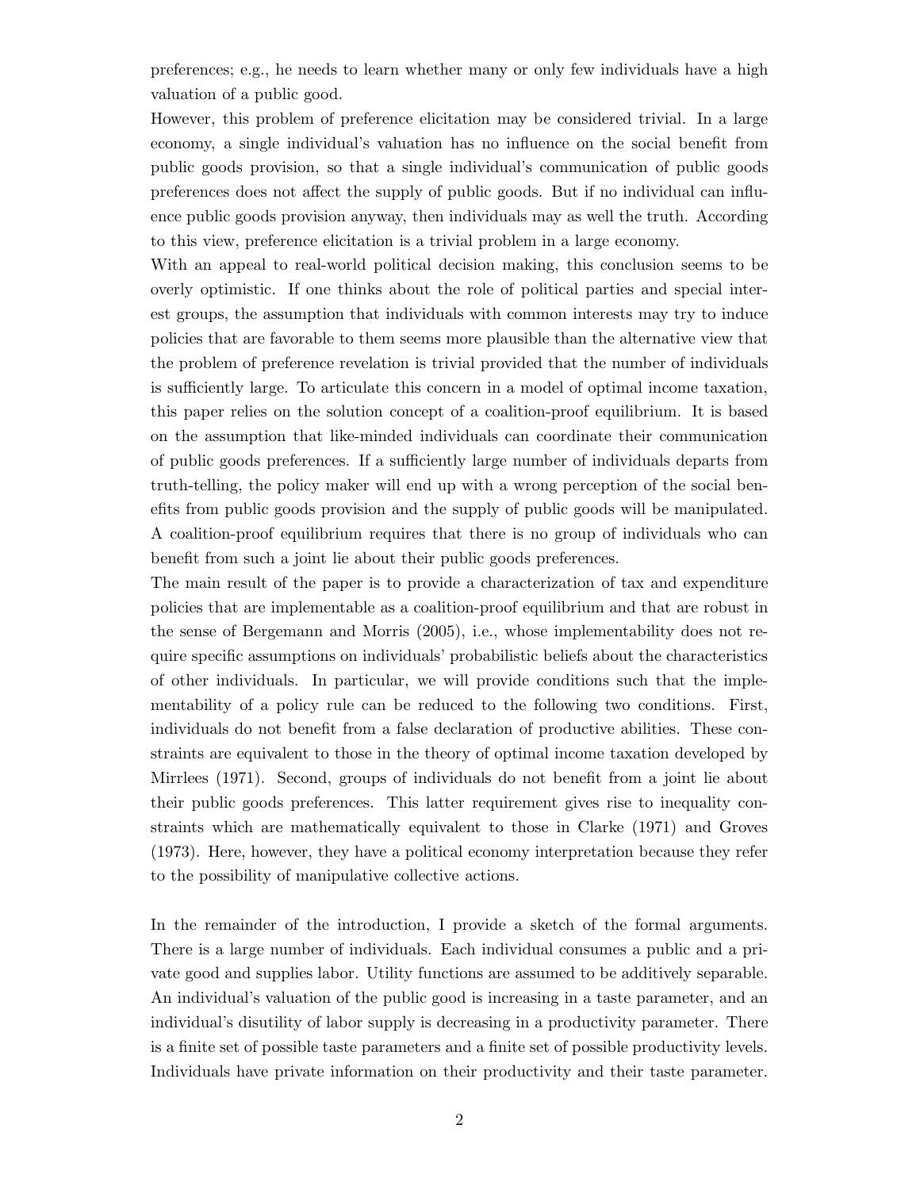preferences; e.g., he needs to learn whether many or only few individuals have a high valuation of a public good.

However, this problem of preference elicitation may be considered trivial. In a large economy, a single individual's valuation has no influence on the social benefit from public goods provision, so that a single individual's communication of public goods preferences does not affect the supply of public goods. But if no individual can influence public goods provision anyway, then individuals may as well the truth. According to this view, preference elicitation is a trivial problem in a large economy.

With an appeal to real-world political decision making, this conclusion seems to be overly optimistic. If one thinks about the role of political parties and special interest groups, the assumption that individuals with common interests may try to induce policies that are favorable to them seems more plausible than the alternative view that the problem of preference revelation is trivial provided that the number of individuals is sufficiently large. To articulate this concern in a model of optimal income taxation, this paper relies on the solution concept of a coalition-proof equilibrium. It is based on the assumption that like-minded individuals can coordinate their communication of public goods preferences. If a sufficiently large number of individuals departs from truth-telling, the policy maker will end up with a wrong perception of the social benefits from public goods provision and the supply of public goods will be manipulated. A coalition-proof equilibrium requires that there is no group of individuals who can benefit from such a joint lie about their public goods preferences.

The main result of the paper is to provide a characterization of tax and expenditure policies that are implementable as a coalition-proof equilibrium and that are robust in the sense of Bergemann and Morris (2005), i.e., whose implementability does not require specific assumptions on individuals' probabilistic beliefs about the characteristics of other individuals. In particular, we will provide conditions such that the implementability of a policy rule can be reduced to the following two conditions. First, individuals do not benefit from a false declaration of productive abilities. These constraints are equivalent to those in the theory of optimal income taxation developed by Mirrlees (1971). Second, groups of individuals do not benefit from a joint lie about their public goods preferences. This latter requirement gives rise to inequality constraints which are mathematically equivalent to those in Clarke (1971) and Groves (1973). Here, however, they have a political economy interpretation because they refer to the possibility of manipulative collective actions.

In the remainder of the introduction, I provide a sketch of the formal arguments. There is a large number of individuals. Each individual consumes a public and a private good and supplies labor. Utility functions are assumed to be additively separable. An individual's valuation of the public good is increasing in a taste parameter, and an individual's disutility of labor supply is decreasing in a productivity parameter. There is a finite set of possible taste parameters and a finite set of possible productivity levels. Individuals have private information on their productivity and their taste parameter.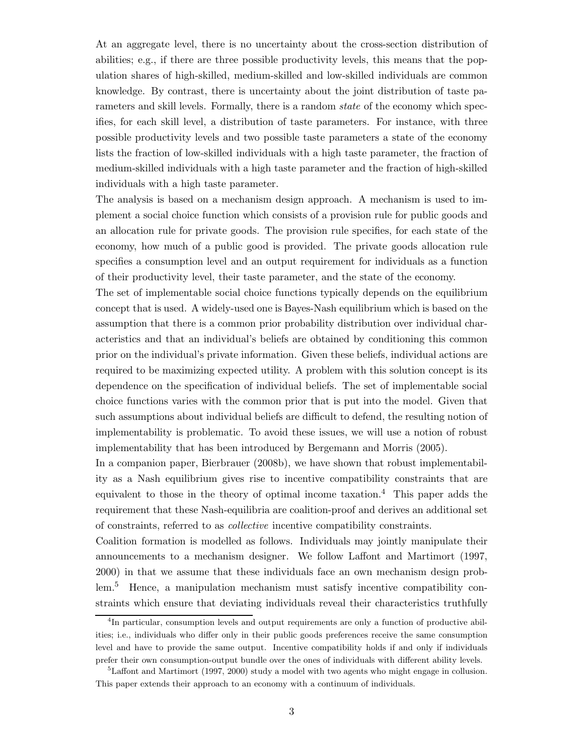At an aggregate level, there is no uncertainty about the cross-section distribution of abilities; e.g., if there are three possible productivity levels, this means that the population shares of high-skilled, medium-skilled and low-skilled individuals are common knowledge. By contrast, there is uncertainty about the joint distribution of taste parameters and skill levels. Formally, there is a random *state* of the economy which specifies, for each skill level, a distribution of taste parameters. For instance, with three possible productivity levels and two possible taste parameters a state of the economy lists the fraction of low-skilled individuals with a high taste parameter, the fraction of medium-skilled individuals with a high taste parameter and the fraction of high-skilled individuals with a high taste parameter.

The analysis is based on a mechanism design approach. A mechanism is used to implement a social choice function which consists of a provision rule for public goods and an allocation rule for private goods. The provision rule specifies, for each state of the economy, how much of a public good is provided. The private goods allocation rule specifies a consumption level and an output requirement for individuals as a function of their productivity level, their taste parameter, and the state of the economy.

The set of implementable social choice functions typically depends on the equilibrium concept that is used. A widely-used one is Bayes-Nash equilibrium which is based on the assumption that there is a common prior probability distribution over individual characteristics and that an individual's beliefs are obtained by conditioning this common prior on the individual's private information. Given these beliefs, individual actions are required to be maximizing expected utility. A problem with this solution concept is its dependence on the specification of individual beliefs. The set of implementable social choice functions varies with the common prior that is put into the model. Given that such assumptions about individual beliefs are difficult to defend, the resulting notion of implementability is problematic. To avoid these issues, we will use a notion of robust implementability that has been introduced by Bergemann and Morris (2005).

In a companion paper, Bierbrauer (2008b), we have shown that robust implementability as a Nash equilibrium gives rise to incentive compatibility constraints that are equivalent to those in the theory of optimal income taxation.[4] This paper adds the requirement that these Nash-equilibria are coalition-proof and derives an additional set of constraints, referred to as *collective* incentive compatibility constraints.

Coalition formation is modelled as follows. Individuals may jointly manipulate their announcements to a mechanism designer. We follow Laffont and Martimort (1997, 2000) in that we assume that these individuals face an own mechanism design problem.[5] Hence, a manipulation mechanism must satisfy incentive compatibility constraints which ensure that deviating individuals reveal their characteristics truthfully

[4] In particular, consumption levels and output requirements are only a function of productive abilities; i.e., individuals who differ only in their public goods preferences receive the same consumption level and have to provide the same output. Incentive compatibility holds if and only if individuals prefer their own consumption-output bundle over the ones of individuals with different ability levels.

[5] Laffont and Martimort (1997, 2000) study a model with two agents who might engage in collusion. This paper extends their approach to an economy with a continuum of individuals.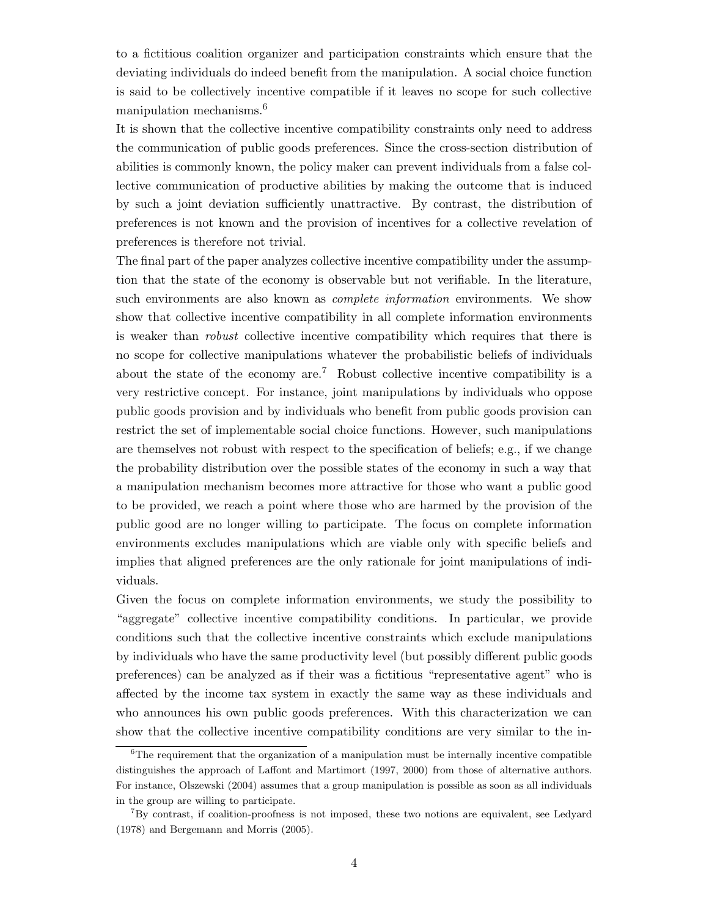to a fictitious coalition organizer and participation constraints which ensure that the deviating individuals do indeed benefit from the manipulation. A social choice function is said to be collectively incentive compatible if it leaves no scope for such collective manipulation mechanisms.[6]

It is shown that the collective incentive compatibility constraints only need to address the communication of public goods preferences. Since the cross-section distribution of abilities is commonly known, the policy maker can prevent individuals from a false collective communication of productive abilities by making the outcome that is induced by such a joint deviation sufficiently unattractive. By contrast, the distribution of preferences is not known and the provision of incentives for a collective revelation of preferences is therefore not trivial.

The final part of the paper analyzes collective incentive compatibility under the assumption that the state of the economy is observable but not verifiable. In the literature, such environments are also known as *complete information* environments. We show show that collective incentive compatibility in all complete information environments is weaker than *robust* collective incentive compatibility which requires that there is no scope for collective manipulations whatever the probabilistic beliefs of individuals about the state of the economy are.[7] Robust collective incentive compatibility is a very restrictive concept. For instance, joint manipulations by individuals who oppose public goods provision and by individuals who benefit from public goods provision can restrict the set of implementable social choice functions. However, such manipulations are themselves not robust with respect to the specification of beliefs; e.g., if we change the probability distribution over the possible states of the economy in such a way that a manipulation mechanism becomes more attractive for those who want a public good to be provided, we reach a point where those who are harmed by the provision of the public good are no longer willing to participate. The focus on complete information environments excludes manipulations which are viable only with specific beliefs and implies that aligned preferences are the only rationale for joint manipulations of individuals.

Given the focus on complete information environments, we study the possibility to "aggregate" collective incentive compatibility conditions. In particular, we provide conditions such that the collective incentive constraints which exclude manipulations by individuals who have the same productivity level (but possibly different public goods preferences) can be analyzed as if their was a fictitious "representative agent" who is affected by the income tax system in exactly the same way as these individuals and who announces his own public goods preferences. With this characterization we can show that the collective incentive compatibility conditions are very similar to the in-

---

[6] The requirement that the organization of a manipulation must be internally incentive compatible distinguishes the approach of Laffont and Martimort (1997, 2000) from those of alternative authors. For instance, Olszewski (2004) assumes that a group manipulation is possible as soon as all individuals in the group are willing to participate.

[7] By contrast, if coalition-proofness is not imposed, these two notions are equivalent, see Ledyard (1978) and Bergemann and Morris (2005).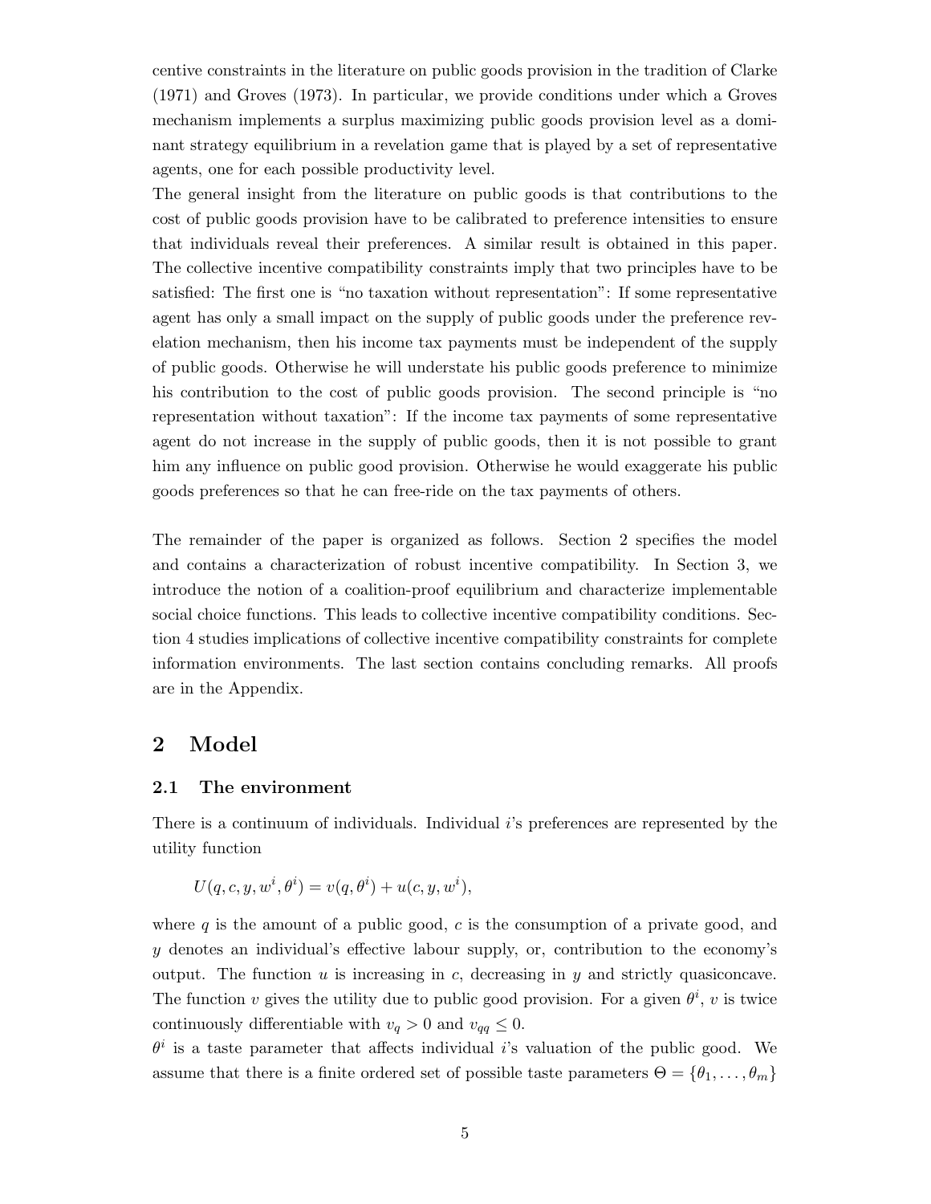centive constraints in the literature on public goods provision in the tradition of Clarke (1971) and Groves (1973). In particular, we provide conditions under which a Groves mechanism implements a surplus maximizing public goods provision level as a dominant strategy equilibrium in a revelation game that is played by a set of representative agents, one for each possible productivity level.

The general insight from the literature on public goods is that contributions to the cost of public goods provision have to be calibrated to preference intensities to ensure that individuals reveal their preferences. A similar result is obtained in this paper. The collective incentive compatibility constraints imply that two principles have to be satisfied: The first one is "no taxation without representation": If some representative agent has only a small impact on the supply of public goods under the preference revelation mechanism, then his income tax payments must be independent of the supply of public goods. Otherwise he will understate his public goods preference to minimize his contribution to the cost of public goods provision. The second principle is "no representation without taxation": If the income tax payments of some representative agent do not increase in the supply of public goods, then it is not possible to grant him any influence on public good provision. Otherwise he would exaggerate his public goods preferences so that he can free-ride on the tax payments of others.

The remainder of the paper is organized as follows. Section 2 specifies the model and contains a characterization of robust incentive compatibility. In Section 3, we introduce the notion of a coalition-proof equilibrium and characterize implementable social choice functions. This leads to collective incentive compatibility conditions. Section 4 studies implications of collective incentive compatibility constraints for complete information environments. The last section contains concluding remarks. All proofs are in the Appendix.

# 2 Model

## 2.1 The environment

There is a continuum of individuals. Individual $i$'s preferences are represented by the utility function

$$U(q, c, y, w^i, \theta^i) = v(q, \theta^i) + u(c, y, w^i),$$

where $q$ is the amount of a public good, $c$ is the consumption of a private good, and $y$ denotes an individual's effective labour supply, or, contribution to the economy's output. The function $u$ is increasing in $c$, decreasing in $y$ and strictly quasiconcave. The function $v$ gives the utility due to public good provision. For a given $\theta^i$, $v$ is twice continuously differentiable with $v_q > 0$ and $v_{qq} \leq 0$.

$\theta^i$ is a taste parameter that affects individual $i$'s valuation of the public good. We assume that there is a finite ordered set of possible taste parameters $\Theta = \{\theta_1, \ldots, \theta_m\}$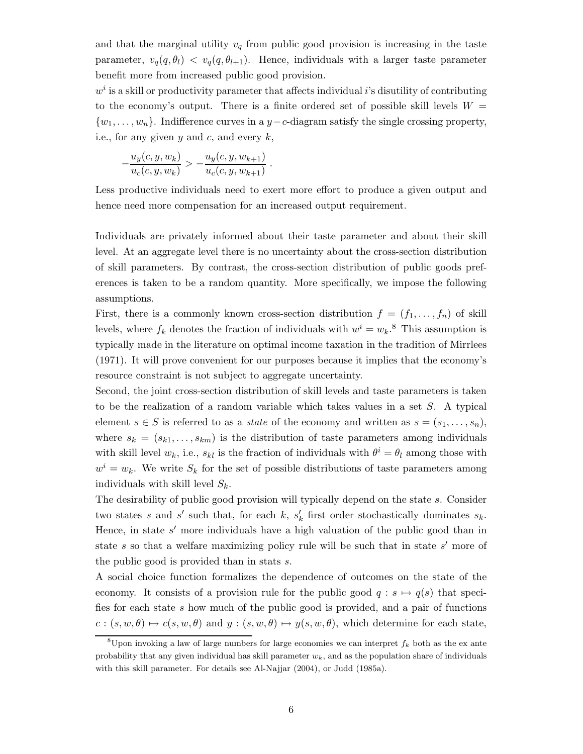and that the marginal utility $v_q$ from public good provision is increasing in the taste parameter, $v_q(q, \theta_l) < v_q(q, \theta_{l+1})$. Hence, individuals with a larger taste parameter benefit more from increased public good provision.

$w^i$ is a skill or productivity parameter that affects individual $i$'s disutility of contributing to the economy's output. There is a finite ordered set of possible skill levels $W = \{w_1, \ldots, w_n\}$. Indifference curves in a $y-c$-diagram satisfy the single crossing property, i.e., for any given $y$ and $c$, and every $k$,

$$-\frac{u_y(c, y, w_k)}{u_c(c, y, w_k)} > -\frac{u_y(c, y, w_{k+1})}{u_c(c, y, w_{k+1})} .$$

Less productive individuals need to exert more effort to produce a given output and hence need more compensation for an increased output requirement.

Individuals are privately informed about their taste parameter and about their skill level. At an aggregate level there is no uncertainty about the cross-section distribution of skill parameters. By contrast, the cross-section distribution of public goods preferences is taken to be a random quantity. More specifically, we impose the following assumptions.

First, there is a commonly known cross-section distribution $f = (f_1, \ldots, f_n)$ of skill levels, where $f_k$ denotes the fraction of individuals with $w^i = w_k$.[8] This assumption is typically made in the literature on optimal income taxation in the tradition of Mirrlees (1971). It will prove convenient for our purposes because it implies that the economy's resource constraint is not subject to aggregate uncertainty.

Second, the joint cross-section distribution of skill levels and taste parameters is taken to be the realization of a random variable which takes values in a set $S$. A typical element $s \in S$ is referred to as a *state* of the economy and written as $s = (s_1, \ldots, s_n)$, where $s_k = (s_{k1}, \ldots, s_{km})$ is the distribution of taste parameters among individuals with skill level $w_k$, i.e., $s_{kl}$ is the fraction of individuals with $\theta^i = \theta_l$ among those with $w^i = w_k$. We write $S_k$ for the set of possible distributions of taste parameters among individuals with skill level $S_k$.

The desirability of public good provision will typically depend on the state $s$. Consider two states $s$ and $s'$ such that, for each $k$, $s'_k$ first order stochastically dominates $s_k$. Hence, in state $s'$ more individuals have a high valuation of the public good than in state $s$ so that a welfare maximizing policy rule will be such that in state $s'$ more of the public good is provided than in stats $s$.

A social choice function formalizes the dependence of outcomes on the state of the economy. It consists of a provision rule for the public good $q : s \mapsto q(s)$ that specifies for each state $s$ how much of the public good is provided, and a pair of functions $c : (s, w, \theta) \mapsto c(s, w, \theta)$ and $y : (s, w, \theta) \mapsto y(s, w, \theta)$, which determine for each state,

[8] Upon invoking a law of large numbers for large economies we can interpret $f_k$ both as the ex ante probability that any given individual has skill parameter $w_k$, and as the population share of individuals with this skill parameter. For details see Al-Najjar (2004), or Judd (1985a).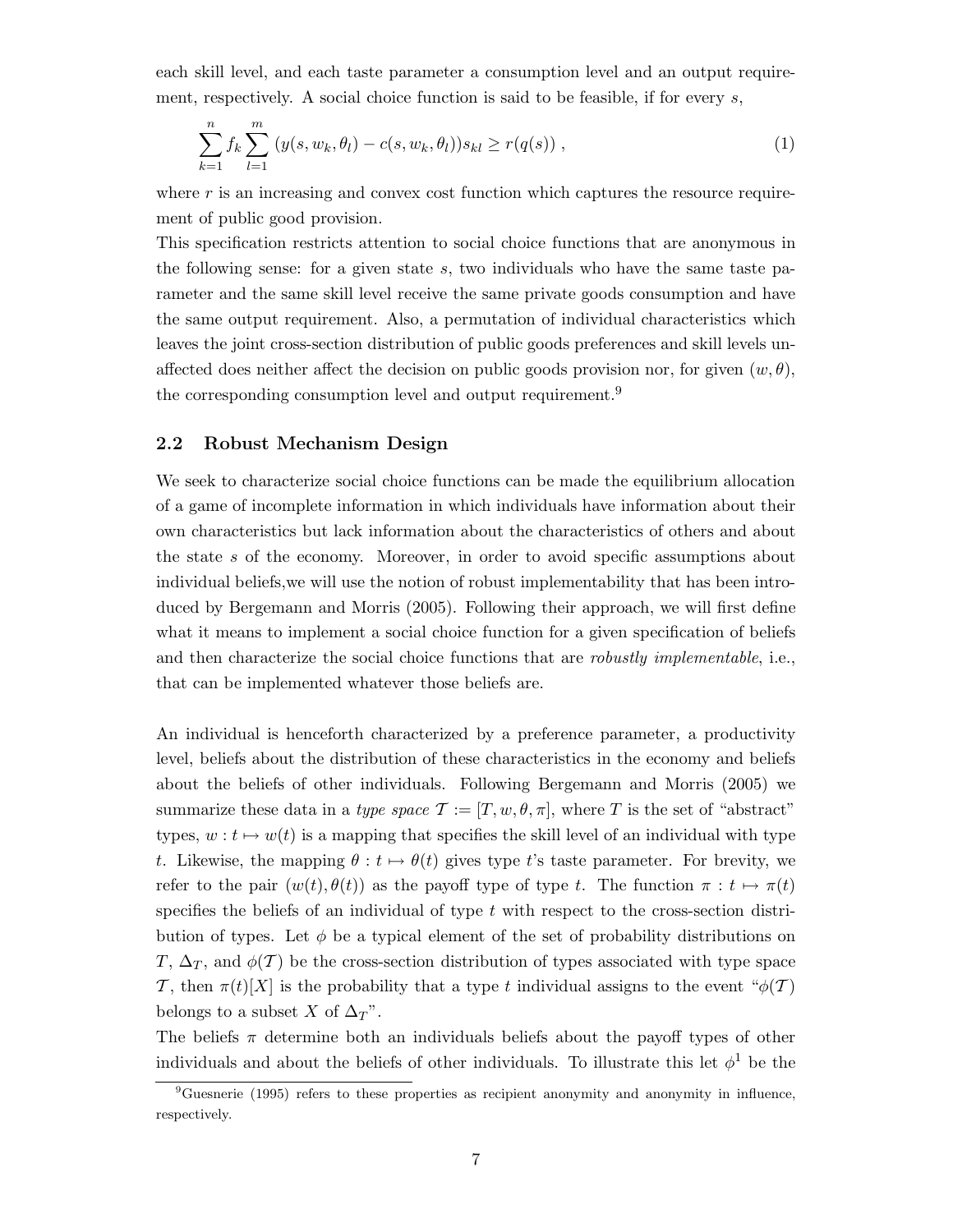each skill level, and each taste parameter a consumption level and an output requirement, respectively. A social choice function is said to be feasible, if for every $s$,

$$\sum_{k=1}^{n} f_k \sum_{l=1}^{m} (y(s, w_k, \theta_l) - c(s, w_k, \theta_l)) s_{kl} \geq r(q(s)) \, , \tag{1}$$

where $r$ is an increasing and convex cost function which captures the resource requirement of public good provision.

This specification restricts attention to social choice functions that are anonymous in the following sense: for a given state $s$, two individuals who have the same taste parameter and the same skill level receive the same private goods consumption and have the same output requirement. Also, a permutation of individual characteristics which leaves the joint cross-section distribution of public goods preferences and skill levels unaffected does neither affect the decision on public goods provision nor, for given $(w, \theta)$, the corresponding consumption level and output requirement.[9]

## 2.2 Robust Mechanism Design

We seek to characterize social choice functions can be made the equilibrium allocation of a game of incomplete information in which individuals have information about their own characteristics but lack information about the characteristics of others and about the state $s$ of the economy. Moreover, in order to avoid specific assumptions about individual beliefs,we will use the notion of robust implementability that has been introduced by Bergemann and Morris (2005). Following their approach, we will first define what it means to implement a social choice function for a given specification of beliefs and then characterize the social choice functions that are *robustly implementable*, i.e., that can be implemented whatever those beliefs are.

An individual is henceforth characterized by a preference parameter, a productivity level, beliefs about the distribution of these characteristics in the economy and beliefs about the beliefs of other individuals. Following Bergemann and Morris (2005) we summarize these data in a *type space* $\mathcal{T} := [T, w, \theta, \pi]$, where $T$ is the set of "abstract" types, $w : t \mapsto w(t)$ is a mapping that specifies the skill level of an individual with type $t$. Likewise, the mapping $\theta : t \mapsto \theta(t)$ gives type $t$'s taste parameter. For brevity, we refer to the pair $(w(t), \theta(t))$ as the payoff type of type $t$. The function $\pi : t \mapsto \pi(t)$ specifies the beliefs of an individual of type $t$ with respect to the cross-section distribution of types. Let $\phi$ be a typical element of the set of probability distributions on $T$, $\Delta_T$, and $\phi(\mathcal{T})$ be the cross-section distribution of types associated with type space $\mathcal{T}$, then $\pi(t)[X]$ is the probability that a type $t$ individual assigns to the event "$\phi(\mathcal{T})$ belongs to a subset $X$ of $\Delta_T$".

The beliefs $\pi$ determine both an individuals beliefs about the payoff types of other individuals and about the beliefs of other individuals. To illustrate this let $\phi^1$ be the

[9]Guesnerie (1995) refers to these properties as recipient anonymity and anonymity in influence, respectively.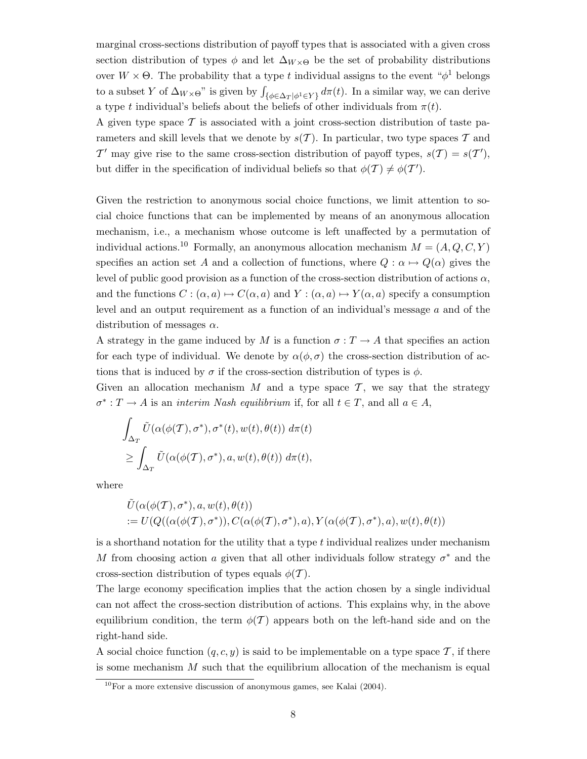marginal cross-sections distribution of payoff types that is associated with a given cross section distribution of types $\phi$ and let $\Delta_{W\times\Theta}$ be the set of probability distributions over $W \times \Theta$. The probability that a type $t$ individual assigns to the event "$\phi^1$ belongs to a subset $Y$ of $\Delta_{W\times\Theta}$" is given by $\int_{\{\phi\in\Delta_T|\phi^1\in Y\}} d\pi(t)$. In a similar way, we can derive a type $t$ individual's beliefs about the beliefs of other individuals from $\pi(t)$.

A given type space $\mathcal{T}$ is associated with a joint cross-section distribution of taste parameters and skill levels that we denote by $s(\mathcal{T})$. In particular, two type spaces $\mathcal{T}$ and $\mathcal{T}'$ may give rise to the same cross-section distribution of payoff types, $s(\mathcal{T}) = s(\mathcal{T}')$, but differ in the specification of individual beliefs so that $\phi(\mathcal{T}) \neq \phi(\mathcal{T}')$.

Given the restriction to anonymous social choice functions, we limit attention to social choice functions that can be implemented by means of an anonymous allocation mechanism, i.e., a mechanism whose outcome is left unaffected by a permutation of individual actions.[10] Formally, an anonymous allocation mechanism $M = (A, Q, C, Y)$ specifies an action set $A$ and a collection of functions, where $Q : \alpha \mapsto Q(\alpha)$ gives the level of public good provision as a function of the cross-section distribution of actions $\alpha$, and the functions $C : (\alpha, a) \mapsto C(\alpha, a)$ and $Y : (\alpha, a) \mapsto Y(\alpha, a)$ specify a consumption level and an output requirement as a function of an individual's message $a$ and of the distribution of messages $\alpha$.

A strategy in the game induced by $M$ is a function $\sigma : T \to A$ that specifies an action for each type of individual. We denote by $\alpha(\phi, \sigma)$ the cross-section distribution of actions that is induced by $\sigma$ if the cross-section distribution of types is $\phi$.

Given an allocation mechanism $M$ and a type space $\mathcal{T}$, we say that the strategy $\sigma^* : T \to A$ is an *interim Nash equilibrium* if, for all $t \in T$, and all $a \in A$,

$$\int_{\Delta_T} \tilde{U}(\alpha(\phi(\mathcal{T}), \sigma^*), \sigma^*(t), w(t), \theta(t)) \; d\pi(t)$$
$$\geq \int_{\Delta_T} \tilde{U}(\alpha(\phi(\mathcal{T}), \sigma^*), a, w(t), \theta(t)) \; d\pi(t),$$

where

$$\tilde{U}(\alpha(\phi(\mathcal{T}), \sigma^*), a, w(t), \theta(t))$$
$$:= U(Q((\alpha(\phi(\mathcal{T}), \sigma^*)), C(\alpha(\phi(\mathcal{T}), \sigma^*), a), Y(\alpha(\phi(\mathcal{T}), \sigma^*), a), w(t), \theta(t))$$

is a shorthand notation for the utility that a type $t$ individual realizes under mechanism $M$ from choosing action $a$ given that all other individuals follow strategy $\sigma^*$ and the cross-section distribution of types equals $\phi(\mathcal{T})$.

The large economy specification implies that the action chosen by a single individual can not affect the cross-section distribution of actions. This explains why, in the above equilibrium condition, the term $\phi(\mathcal{T})$ appears both on the left-hand side and on the right-hand side.

A social choice function $(q, c, y)$ is said to be implementable on a type space $\mathcal{T}$, if there is some mechanism $M$ such that the equilibrium allocation of the mechanism is equal

[10] For a more extensive discussion of anonymous games, see Kalai (2004).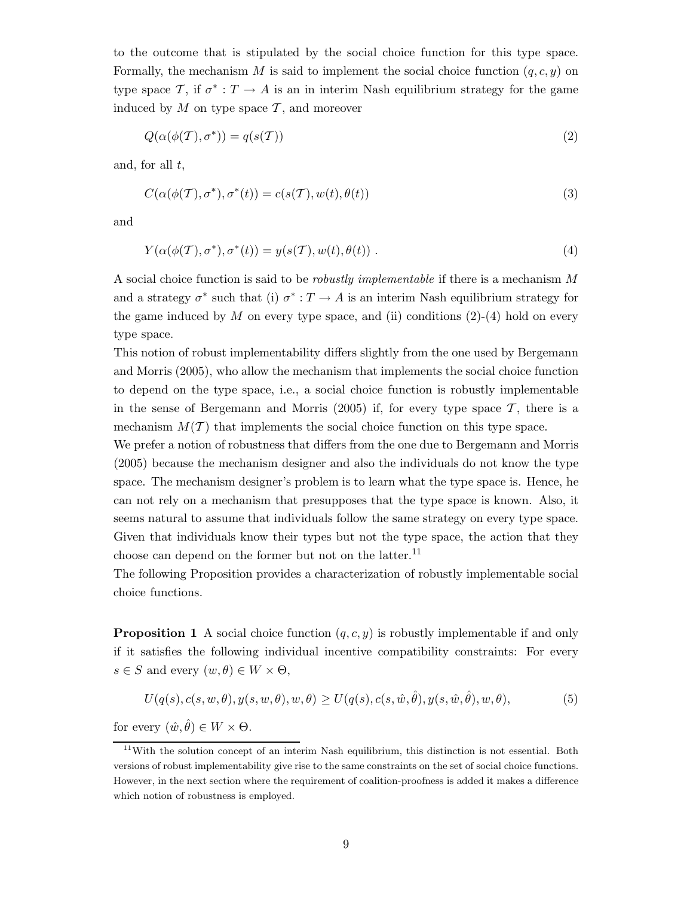to the outcome that is stipulated by the social choice function for this type space. Formally, the mechanism $M$ is said to implement the social choice function $(q, c, y)$ on type space $\mathcal{T}$, if $\sigma^* : T \to A$ is an in interim Nash equilibrium strategy for the game induced by $M$ on type space $\mathcal{T}$, and moreover

$$Q(\alpha(\phi(\mathcal{T}), \sigma^*)) = q(s(\mathcal{T})) \tag{2}$$

and, for all $t$,

$$C(\alpha(\phi(\mathcal{T}), \sigma^*), \sigma^*(t)) = c(s(\mathcal{T}), w(t), \theta(t)) \tag{3}$$

and

$$Y(\alpha(\phi(\mathcal{T}), \sigma^*), \sigma^*(t)) = y(s(\mathcal{T}), w(t), \theta(t)) \ . \tag{4}$$

A social choice function is said to be *robustly implementable* if there is a mechanism $M$ and a strategy $\sigma^*$ such that (i) $\sigma^* : T \to A$ is an interim Nash equilibrium strategy for the game induced by $M$ on every type space, and (ii) conditions (2)-(4) hold on every type space.

This notion of robust implementability differs slightly from the one used by Bergemann and Morris (2005), who allow the mechanism that implements the social choice function to depend on the type space, i.e., a social choice function is robustly implementable in the sense of Bergemann and Morris (2005) if, for every type space $\mathcal{T}$, there is a mechanism $M(\mathcal{T})$ that implements the social choice function on this type space.

We prefer a notion of robustness that differs from the one due to Bergemann and Morris (2005) because the mechanism designer and also the individuals do not know the type space. The mechanism designer's problem is to learn what the type space is. Hence, he can not rely on a mechanism that presupposes that the type space is known. Also, it seems natural to assume that individuals follow the same strategy on every type space. Given that individuals know their types but not the type space, the action that they choose can depend on the former but not on the latter.[11]

The following Proposition provides a characterization of robustly implementable social choice functions.

**Proposition 1** A social choice function $(q, c, y)$ is robustly implementable if and only if it satisfies the following individual incentive compatibility constraints: For every $s \in S$ and every $(w, \theta) \in W \times \Theta$,

$$U(q(s), c(s, w, \theta), y(s, w, \theta), w, \theta) \geq U(q(s), c(s, \hat{w}, \hat{\theta}), y(s, \hat{w}, \hat{\theta}), w, \theta), \tag{5}$$

for every $(\hat{w}, \hat{\theta}) \in W \times \Theta$.

---

[11] With the solution concept of an interim Nash equilibrium, this distinction is not essential. Both versions of robust implementability give rise to the same constraints on the set of social choice functions. However, in the next section where the requirement of coalition-proofness is added it makes a difference which notion of robustness is employed.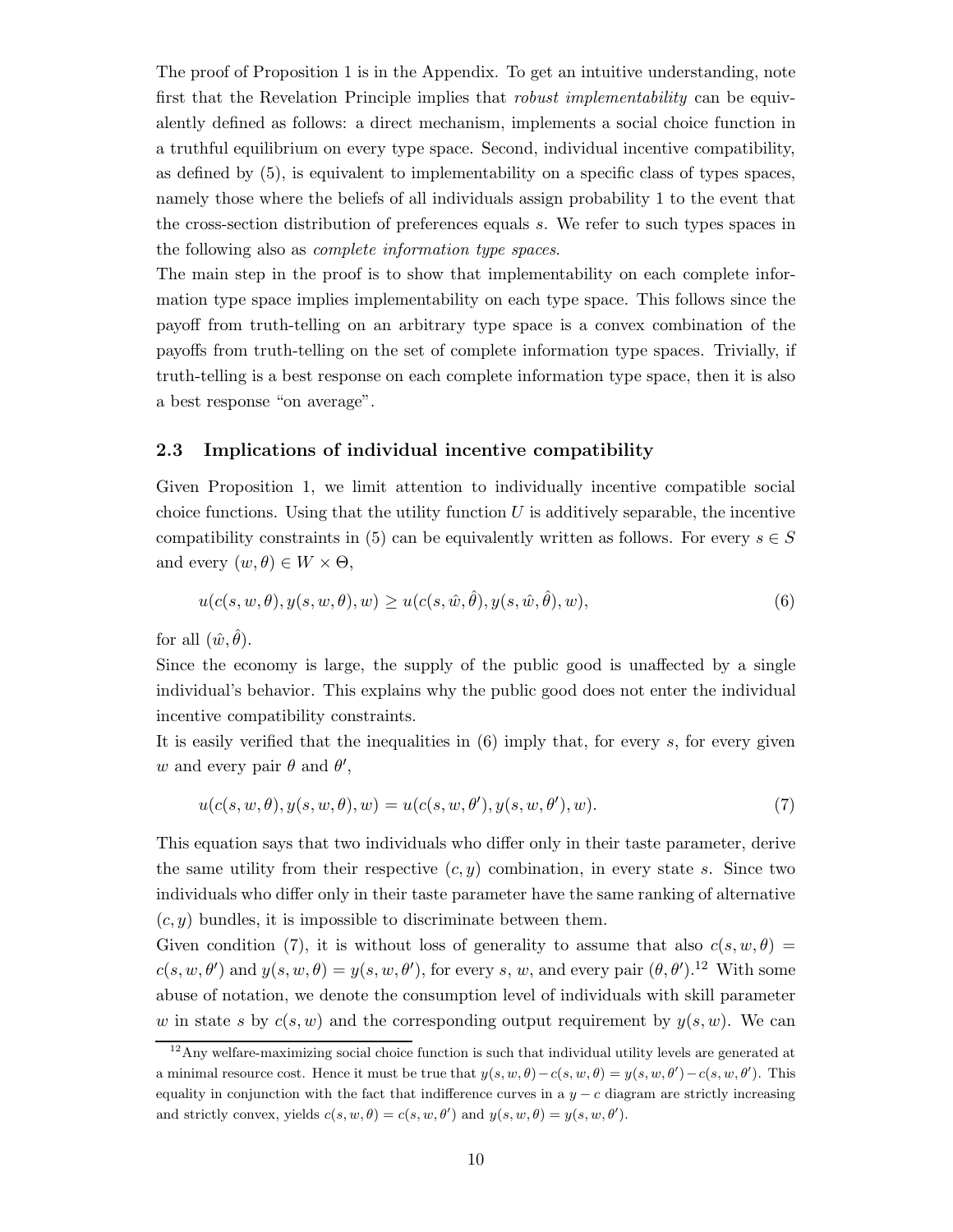The proof of Proposition 1 is in the Appendix. To get an intuitive understanding, note first that the Revelation Principle implies that *robust implementability* can be equivalently defined as follows: a direct mechanism, implements a social choice function in a truthful equilibrium on every type space. Second, individual incentive compatibility, as defined by (5), is equivalent to implementability on a specific class of types spaces, namely those where the beliefs of all individuals assign probability 1 to the event that the cross-section distribution of preferences equals $s$. We refer to such types spaces in the following also as *complete information type spaces*.

The main step in the proof is to show that implementability on each complete information type space implies implementability on each type space. This follows since the payoff from truth-telling on an arbitrary type space is a convex combination of the payoffs from truth-telling on the set of complete information type spaces. Trivially, if truth-telling is a best response on each complete information type space, then it is also a best response "on average".

### 2.3 Implications of individual incentive compatibility

Given Proposition 1, we limit attention to individually incentive compatible social choice functions. Using that the utility function $U$ is additively separable, the incentive compatibility constraints in (5) can be equivalently written as follows. For every $s \in S$ and every $(w, \theta) \in W \times \Theta$,

$$u(c(s, w, \theta), y(s, w, \theta), w) \geq u(c(s, \hat{w}, \hat{\theta}), y(s, \hat{w}, \hat{\theta}), w), \tag{6}$$

for all $(\hat{w}, \hat{\theta})$.

Since the economy is large, the supply of the public good is unaffected by a single individual's behavior. This explains why the public good does not enter the individual incentive compatibility constraints.

It is easily verified that the inequalities in (6) imply that, for every $s$, for every given $w$ and every pair $\theta$ and $\theta'$,

$$u(c(s, w, \theta), y(s, w, \theta), w) = u(c(s, w, \theta'), y(s, w, \theta'), w). \tag{7}$$

This equation says that two individuals who differ only in their taste parameter, derive the same utility from their respective $(c, y)$ combination, in every state $s$. Since two individuals who differ only in their taste parameter have the same ranking of alternative $(c, y)$ bundles, it is impossible to discriminate between them.

Given condition (7), it is without loss of generality to assume that also $c(s, w, \theta) = c(s, w, \theta')$ and $y(s, w, \theta) = y(s, w, \theta')$, for every $s$, $w$, and every pair $(\theta, \theta')$.[12] With some abuse of notation, we denote the consumption level of individuals with skill parameter $w$ in state $s$ by $c(s, w)$ and the corresponding output requirement by $y(s, w)$. We can

[12] Any welfare-maximizing social choice function is such that individual utility levels are generated at a minimal resource cost. Hence it must be true that $y(s, w, \theta) - c(s, w, \theta) = y(s, w, \theta') - c(s, w, \theta')$. This equality in conjunction with the fact that indifference curves in a $y - c$ diagram are strictly increasing and strictly convex, yields $c(s, w, \theta) = c(s, w, \theta')$ and $y(s, w, \theta) = y(s, w, \theta')$.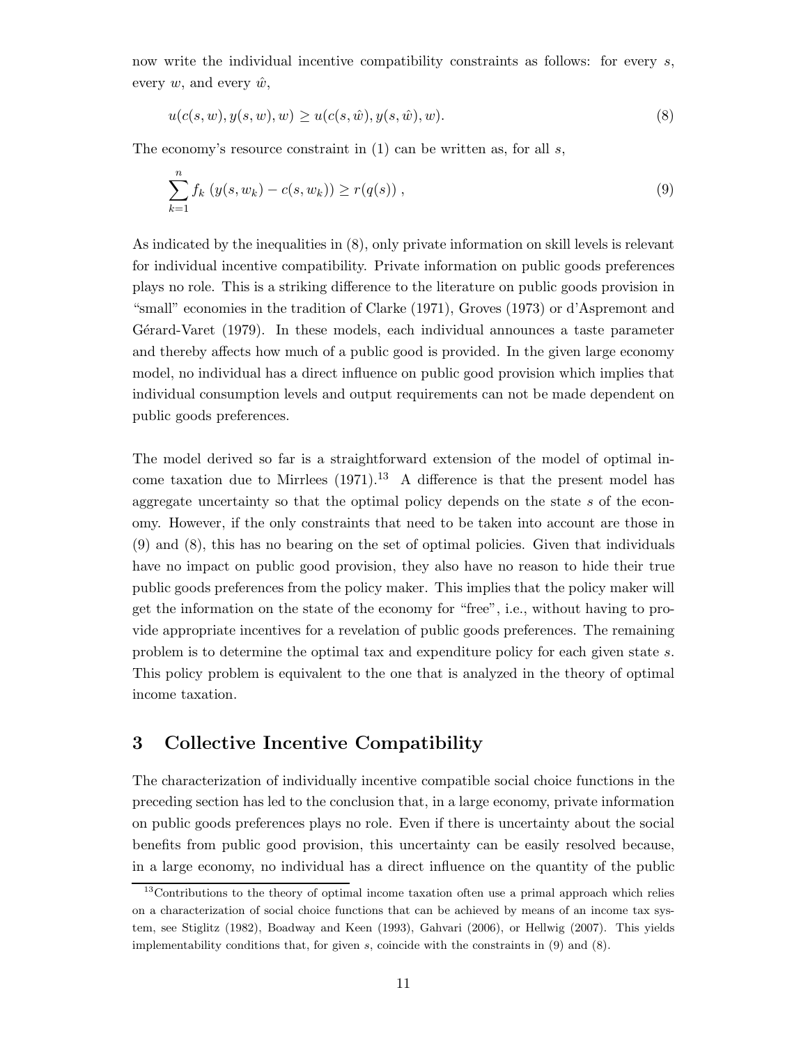now write the individual incentive compatibility constraints as follows: for every $s$, every $w$, and every $\hat{w}$,

$$u(c(s,w), y(s,w), w) \geq u(c(s,\hat{w}), y(s,\hat{w}), w). \tag{8}$$

The economy's resource constraint in (1) can be written as, for all $s$,

$$\sum_{k=1}^{n} f_k \left( y(s,w_k) - c(s,w_k) \right) \geq r(q(s)) \, , \tag{9}$$

As indicated by the inequalities in (8), only private information on skill levels is relevant for individual incentive compatibility. Private information on public goods preferences plays no role. This is a striking difference to the literature on public goods provision in "small" economies in the tradition of Clarke (1971), Groves (1973) or d'Aspremont and Gérard-Varet (1979). In these models, each individual announces a taste parameter and thereby affects how much of a public good is provided. In the given large economy model, no individual has a direct influence on public good provision which implies that individual consumption levels and output requirements can not be made dependent on public goods preferences.

The model derived so far is a straightforward extension of the model of optimal income taxation due to Mirrlees (1971).[13] A difference is that the present model has aggregate uncertainty so that the optimal policy depends on the state $s$ of the economy. However, if the only constraints that need to be taken into account are those in (9) and (8), this has no bearing on the set of optimal policies. Given that individuals have no impact on public good provision, they also have no reason to hide their true public goods preferences from the policy maker. This implies that the policy maker will get the information on the state of the economy for "free", i.e., without having to provide appropriate incentives for a revelation of public goods preferences. The remaining problem is to determine the optimal tax and expenditure policy for each given state $s$. This policy problem is equivalent to the one that is analyzed in the theory of optimal income taxation.

## 3 Collective Incentive Compatibility

The characterization of individually incentive compatible social choice functions in the preceding section has led to the conclusion that, in a large economy, private information on public goods preferences plays no role. Even if there is uncertainty about the social benefits from public good provision, this uncertainty can be easily resolved because, in a large economy, no individual has a direct influence on the quantity of the public

[13] Contributions to the theory of optimal income taxation often use a primal approach which relies on a characterization of social choice functions that can be achieved by means of an income tax system, see Stiglitz (1982), Boadway and Keen (1993), Gahvari (2006), or Hellwig (2007). This yields implementability conditions that, for given $s$, coincide with the constraints in (9) and (8).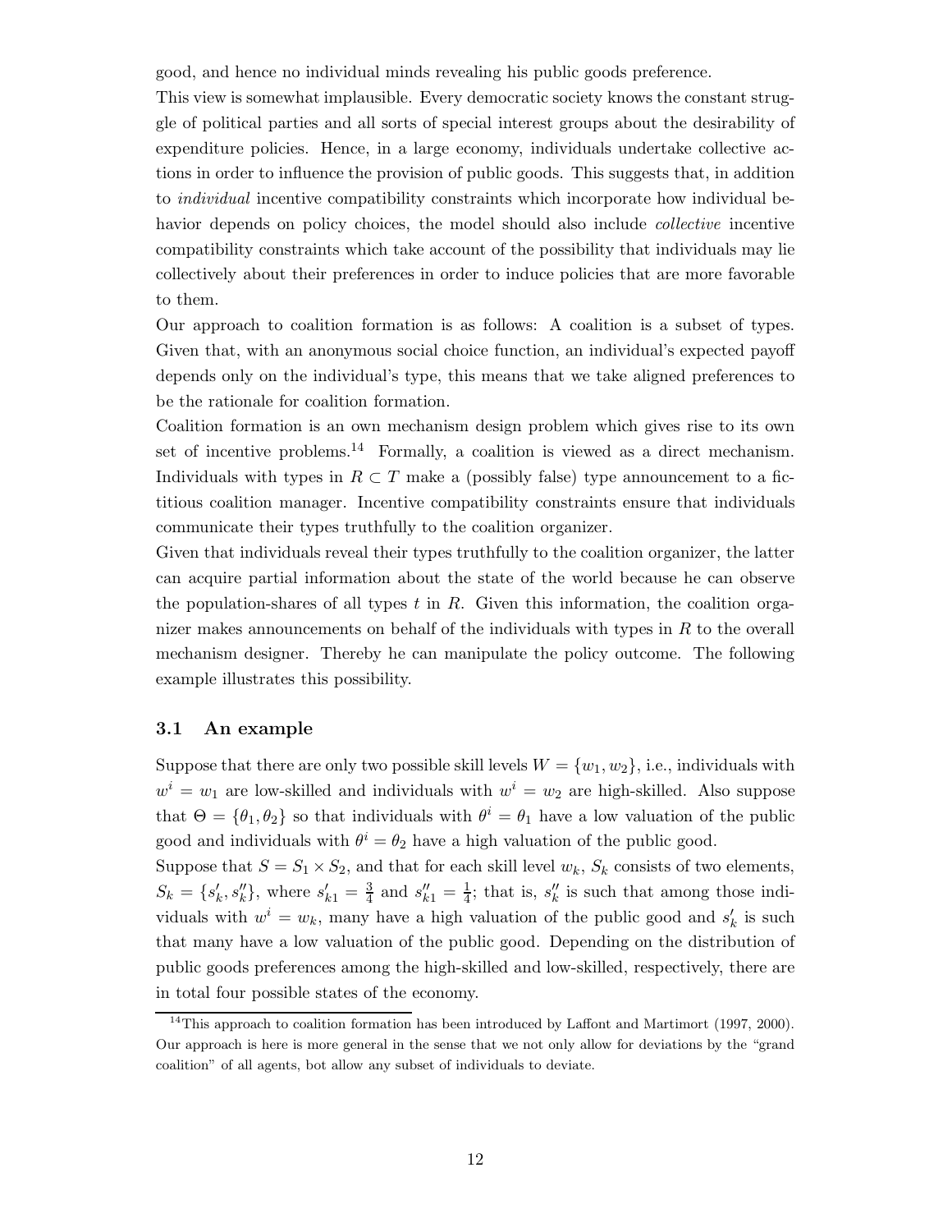good, and hence no individual minds revealing his public goods preference.

This view is somewhat implausible. Every democratic society knows the constant struggle of political parties and all sorts of special interest groups about the desirability of expenditure policies. Hence, in a large economy, individuals undertake collective actions in order to influence the provision of public goods. This suggests that, in addition to *individual* incentive compatibility constraints which incorporate how individual behavior depends on policy choices, the model should also include *collective* incentive compatibility constraints which take account of the possibility that individuals may lie collectively about their preferences in order to induce policies that are more favorable to them.

Our approach to coalition formation is as follows: A coalition is a subset of types. Given that, with an anonymous social choice function, an individual's expected payoff depends only on the individual's type, this means that we take aligned preferences to be the rationale for coalition formation.

Coalition formation is an own mechanism design problem which gives rise to its own set of incentive problems.[14] Formally, a coalition is viewed as a direct mechanism. Individuals with types in $R \subset T$ make a (possibly false) type announcement to a fictitious coalition manager. Incentive compatibility constraints ensure that individuals communicate their types truthfully to the coalition organizer.

Given that individuals reveal their types truthfully to the coalition organizer, the latter can acquire partial information about the state of the world because he can observe the population-shares of all types $t$ in $R$. Given this information, the coalition organizer makes announcements on behalf of the individuals with types in $R$ to the overall mechanism designer. Thereby he can manipulate the policy outcome. The following example illustrates this possibility.

### 3.1 An example

Suppose that there are only two possible skill levels $W = \{w_1, w_2\}$, i.e., individuals with $w^i = w_1$ are low-skilled and individuals with $w^i = w_2$ are high-skilled. Also suppose that $\Theta = \{\theta_1, \theta_2\}$ so that individuals with $\theta^i = \theta_1$ have a low valuation of the public good and individuals with $\theta^i = \theta_2$ have a high valuation of the public good.

Suppose that $S = S_1 \times S_2$, and that for each skill level $w_k$, $S_k$ consists of two elements, $S_k = \{s'_k, s''_k\}$, where $s'_{k1} = \frac{3}{4}$ and $s''_{k1} = \frac{1}{4}$; that is, $s''_k$ is such that among those individuals with $w^i = w_k$, many have a high valuation of the public good and $s'_k$ is such that many have a low valuation of the public good. Depending on the distribution of public goods preferences among the high-skilled and low-skilled, respectively, there are in total four possible states of the economy.

[14] This approach to coalition formation has been introduced by Laffont and Martimort (1997, 2000). Our approach is here is more general in the sense that we not only allow for deviations by the "grand coalition" of all agents, bot allow any subset of individuals to deviate.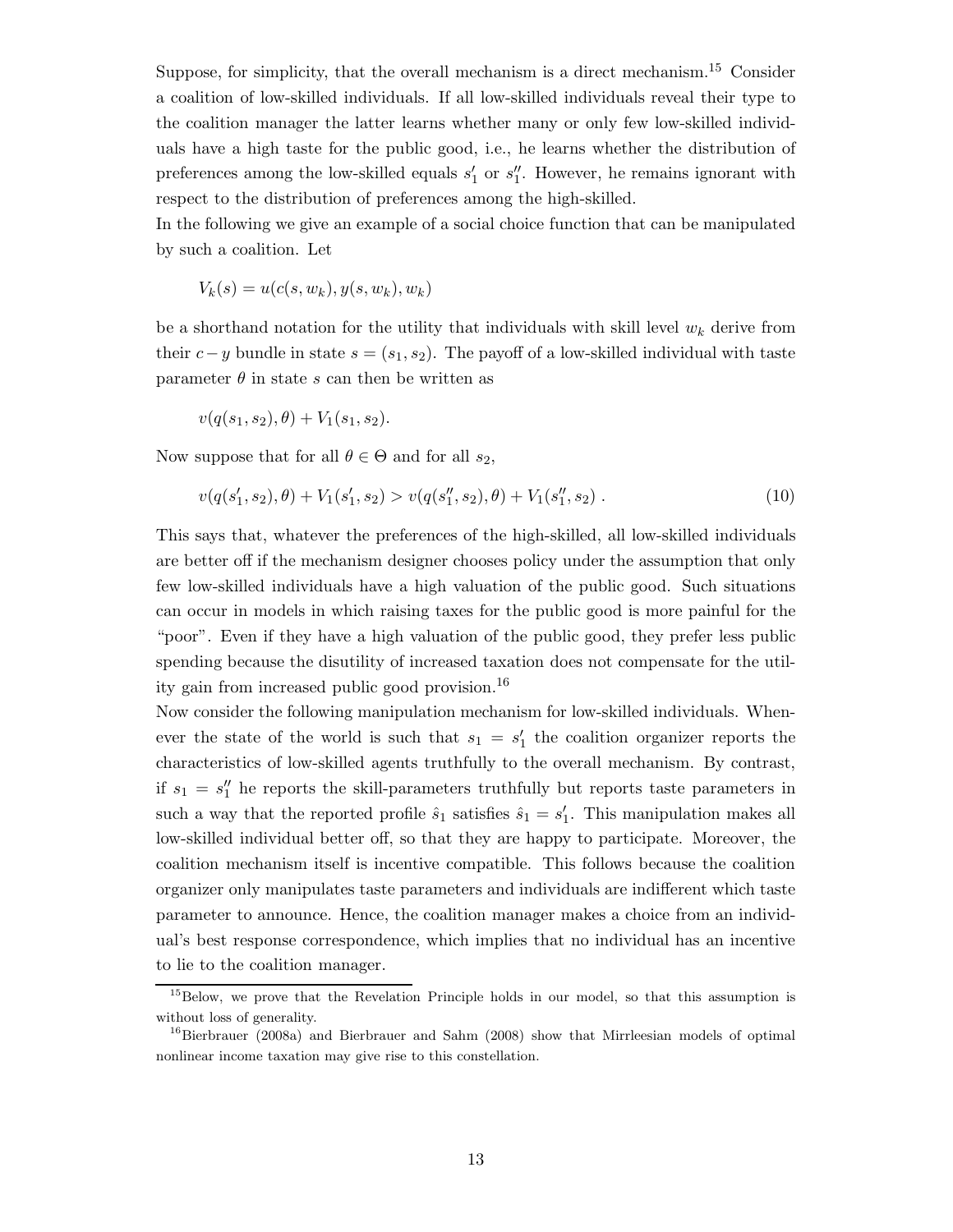Suppose, for simplicity, that the overall mechanism is a direct mechanism.[15] Consider a coalition of low-skilled individuals. If all low-skilled individuals reveal their type to the coalition manager the latter learns whether many or only few low-skilled individuals have a high taste for the public good, i.e., he learns whether the distribution of preferences among the low-skilled equals $s_1'$ or $s_1''$. However, he remains ignorant with respect to the distribution of preferences among the high-skilled.

In the following we give an example of a social choice function that can be manipulated by such a coalition. Let

$$V_k(s) = u(c(s, w_k), y(s, w_k), w_k)$$

be a shorthand notation for the utility that individuals with skill level $w_k$ derive from their $c - y$ bundle in state $s = (s_1, s_2)$. The payoff of a low-skilled individual with taste parameter $\theta$ in state $s$ can then be written as

$$v(q(s_1, s_2), \theta) + V_1(s_1, s_2).$$

Now suppose that for all $\theta \in \Theta$ and for all $s_2$,

$$v(q(s_1', s_2), \theta) + V_1(s_1', s_2) > v(q(s_1'', s_2), \theta) + V_1(s_1'', s_2) \; . \tag{10}$$

This says that, whatever the preferences of the high-skilled, all low-skilled individuals are better off if the mechanism designer chooses policy under the assumption that only few low-skilled individuals have a high valuation of the public good. Such situations can occur in models in which raising taxes for the public good is more painful for the "poor". Even if they have a high valuation of the public good, they prefer less public spending because the disutility of increased taxation does not compensate for the utility gain from increased public good provision.[16]

Now consider the following manipulation mechanism for low-skilled individuals. Whenever the state of the world is such that $s_1 = s_1'$ the coalition organizer reports the characteristics of low-skilled agents truthfully to the overall mechanism. By contrast, if $s_1 = s_1''$ he reports the skill-parameters truthfully but reports taste parameters in such a way that the reported profile $\hat{s}_1$ satisfies $\hat{s}_1 = s_1'$. This manipulation makes all low-skilled individual better off, so that they are happy to participate. Moreover, the coalition mechanism itself is incentive compatible. This follows because the coalition organizer only manipulates taste parameters and individuals are indifferent which taste parameter to announce. Hence, the coalition manager makes a choice from an individual's best response correspondence, which implies that no individual has an incentive to lie to the coalition manager.

[15] Below, we prove that the Revelation Principle holds in our model, so that this assumption is without loss of generality.

[16] Bierbrauer (2008a) and Bierbrauer and Sahm (2008) show that Mirrleesian models of optimal nonlinear income taxation may give rise to this constellation.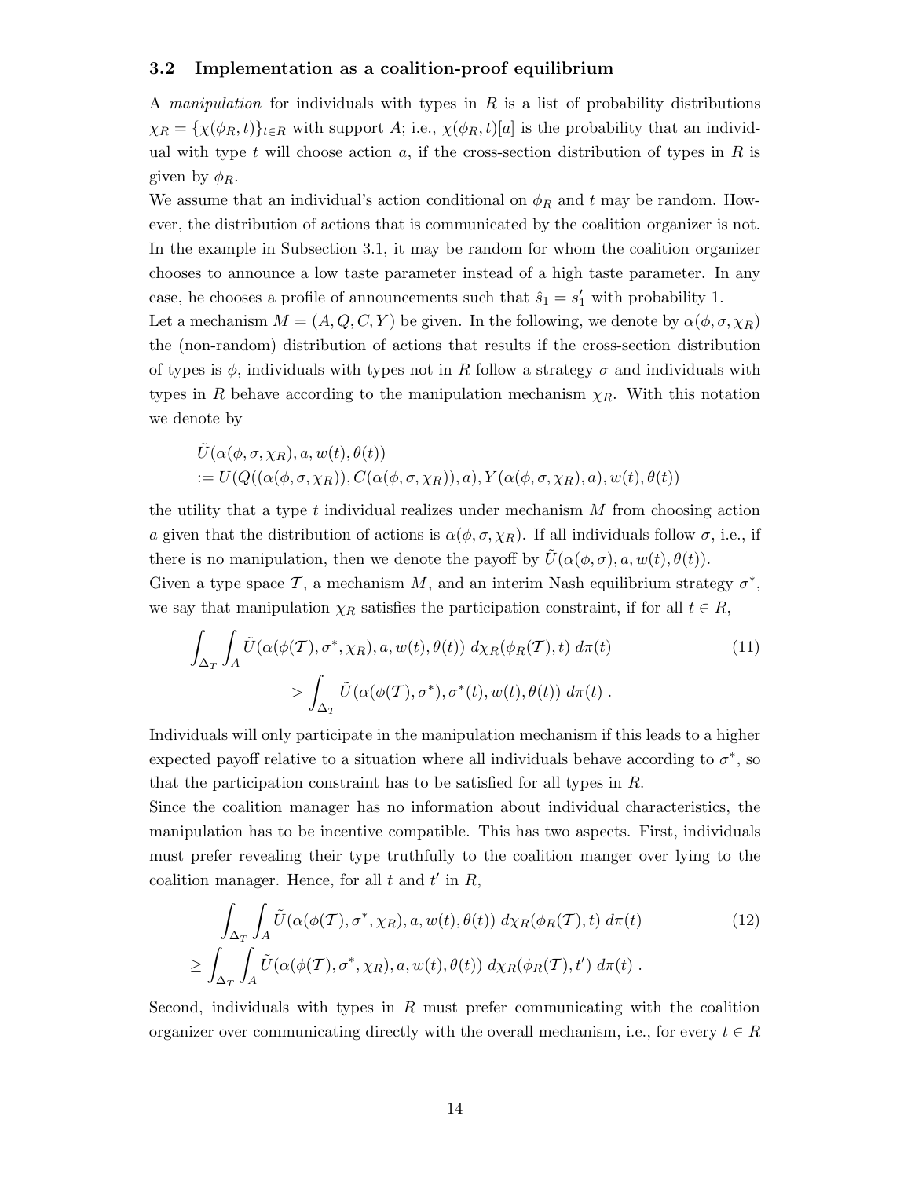### 3.2 Implementation as a coalition-proof equilibrium

A *manipulation* for individuals with types in $R$ is a list of probability distributions $\chi_R = \{\chi(\phi_R, t)\}_{t \in R}$ with support $A$; i.e., $\chi(\phi_R, t)[a]$ is the probability that an individual with type $t$ will choose action $a$, if the cross-section distribution of types in $R$ is given by $\phi_R$.

We assume that an individual's action conditional on $\phi_R$ and $t$ may be random. However, the distribution of actions that is communicated by the coalition organizer is not. In the example in Subsection 3.1, it may be random for whom the coalition organizer chooses to announce a low taste parameter instead of a high taste parameter. In any case, he chooses a profile of announcements such that $\hat{s}_1 = s_1'$ with probability 1.

Let a mechanism $M = (A, Q, C, Y)$ be given. In the following, we denote by $\alpha(\phi, \sigma, \chi_R)$ the (non-random) distribution of actions that results if the cross-section distribution of types is $\phi$, individuals with types not in $R$ follow a strategy $\sigma$ and individuals with types in $R$ behave according to the manipulation mechanism $\chi_R$. With this notation we denote by

$$
\begin{aligned}
&\tilde{U}(\alpha(\phi, \sigma, \chi_R), a, w(t), \theta(t)) \\
&:= U(Q((\alpha(\phi, \sigma, \chi_R)), C(\alpha(\phi, \sigma, \chi_R)), a), Y(\alpha(\phi, \sigma, \chi_R), a), w(t), \theta(t))
\end{aligned}
$$

the utility that a type $t$ individual realizes under mechanism $M$ from choosing action $a$ given that the distribution of actions is $\alpha(\phi, \sigma, \chi_R)$. If all individuals follow $\sigma$, i.e., if there is no manipulation, then we denote the payoff by $\tilde{U}(\alpha(\phi, \sigma), a, w(t), \theta(t))$.

Given a type space $\mathcal{T}$, a mechanism $M$, and an interim Nash equilibrium strategy $\sigma^*$, we say that manipulation $\chi_R$ satisfies the participation constraint, if for all $t \in R$,

$$
\begin{aligned}
\int_{\Delta_T} \int_A \tilde{U}(\alpha(\phi(\mathcal{T}), \sigma^*, \chi_R), a, w(t), \theta(t)) \; d\chi_R(\phi_R(\mathcal{T}), t) \; d\pi(t) \\
> \int_{\Delta_T} \tilde{U}(\alpha(\phi(\mathcal{T}), \sigma^*), \sigma^*(t), w(t), \theta(t)) \; d\pi(t) \; .
\end{aligned}
\tag{11}
$$

Individuals will only participate in the manipulation mechanism if this leads to a higher expected payoff relative to a situation where all individuals behave according to $\sigma^*$, so that the participation constraint has to be satisfied for all types in $R$.

Since the coalition manager has no information about individual characteristics, the manipulation has to be incentive compatible. This has two aspects. First, individuals must prefer revealing their type truthfully to the coalition manger over lying to the coalition manager. Hence, for all $t$ and $t'$ in $R$,

$$
\begin{aligned}
&\int_{\Delta_T} \int_A \tilde{U}(\alpha(\phi(\mathcal{T}), \sigma^*, \chi_R), a, w(t), \theta(t)) \; d\chi_R(\phi_R(\mathcal{T}), t) \; d\pi(t) \\
\geq &\int_{\Delta_T} \int_A \tilde{U}(\alpha(\phi(\mathcal{T}), \sigma^*, \chi_R), a, w(t), \theta(t)) \; d\chi_R(\phi_R(\mathcal{T}), t') \; d\pi(t) \; .
\end{aligned}
\tag{12}
$$

Second, individuals with types in $R$ must prefer communicating with the coalition organizer over communicating directly with the overall mechanism, i.e., for every $t \in R$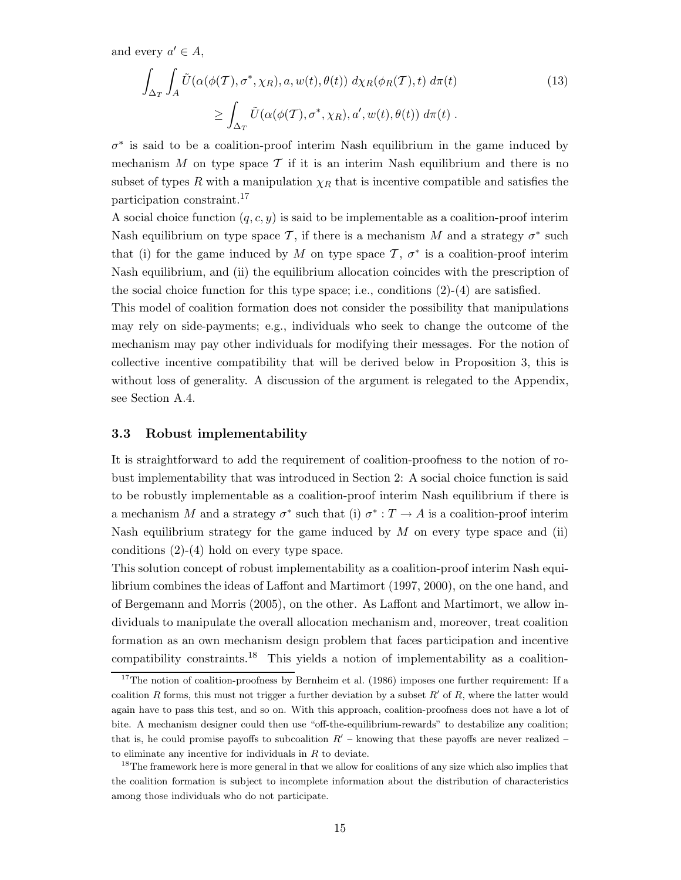and every $a' \in A$,

$$\int_{\Delta_T} \int_A \tilde{U}(\alpha(\phi(\mathcal{T}), \sigma^*, \chi_R), a, w(t), \theta(t)) \; d\chi_R(\phi_R(\mathcal{T}), t) \; d\pi(t) \tag{13}$$
$$\geq \int_{\Delta_T} \tilde{U}(\alpha(\phi(\mathcal{T}), \sigma^*, \chi_R), a', w(t), \theta(t)) \; d\pi(t) \; .$$

$\sigma^*$ is said to be a coalition-proof interim Nash equilibrium in the game induced by mechanism $M$ on type space $\mathcal{T}$ if it is an interim Nash equilibrium and there is no subset of types $R$ with a manipulation $\chi_R$ that is incentive compatible and satisfies the participation constraint.[17]

A social choice function $(q, c, y)$ is said to be implementable as a coalition-proof interim Nash equilibrium on type space $\mathcal{T}$, if there is a mechanism $M$ and a strategy $\sigma^*$ such that (i) for the game induced by $M$ on type space $\mathcal{T}$, $\sigma^*$ is a coalition-proof interim Nash equilibrium, and (ii) the equilibrium allocation coincides with the prescription of the social choice function for this type space; i.e., conditions (2)-(4) are satisfied.

This model of coalition formation does not consider the possibility that manipulations may rely on side-payments; e.g., individuals who seek to change the outcome of the mechanism may pay other individuals for modifying their messages. For the notion of collective incentive compatibility that will be derived below in Proposition 3, this is without loss of generality. A discussion of the argument is relegated to the Appendix, see Section A.4.

### 3.3 Robust implementability

It is straightforward to add the requirement of coalition-proofness to the notion of robust implementability that was introduced in Section 2: A social choice function is said to be robustly implementable as a coalition-proof interim Nash equilibrium if there is a mechanism $M$ and a strategy $\sigma^*$ such that (i) $\sigma^* : T \to A$ is a coalition-proof interim Nash equilibrium strategy for the game induced by $M$ on every type space and (ii) conditions (2)-(4) hold on every type space.

This solution concept of robust implementability as a coalition-proof interim Nash equilibrium combines the ideas of Laffont and Martimort (1997, 2000), on the one hand, and of Bergemann and Morris (2005), on the other. As Laffont and Martimort, we allow individuals to manipulate the overall allocation mechanism and, moreover, treat coalition formation as an own mechanism design problem that faces participation and incentive compatibility constraints.[18] This yields a notion of implementability as a coalition-

[17] The notion of coalition-proofness by Bernheim et al. (1986) imposes one further requirement: If a coalition $R$ forms, this must not trigger a further deviation by a subset $R'$ of $R$, where the latter would again have to pass this test, and so on. With this approach, coalition-proofness does not have a lot of bite. A mechanism designer could then use "off-the-equilibrium-rewards" to destabilize any coalition; that is, he could promise payoffs to subcoalition $R'$ – knowing that these payoffs are never realized – to eliminate any incentive for individuals in $R$ to deviate.

[18] The framework here is more general in that we allow for coalitions of any size which also implies that the coalition formation is subject to incomplete information about the distribution of characteristics among those individuals who do not participate.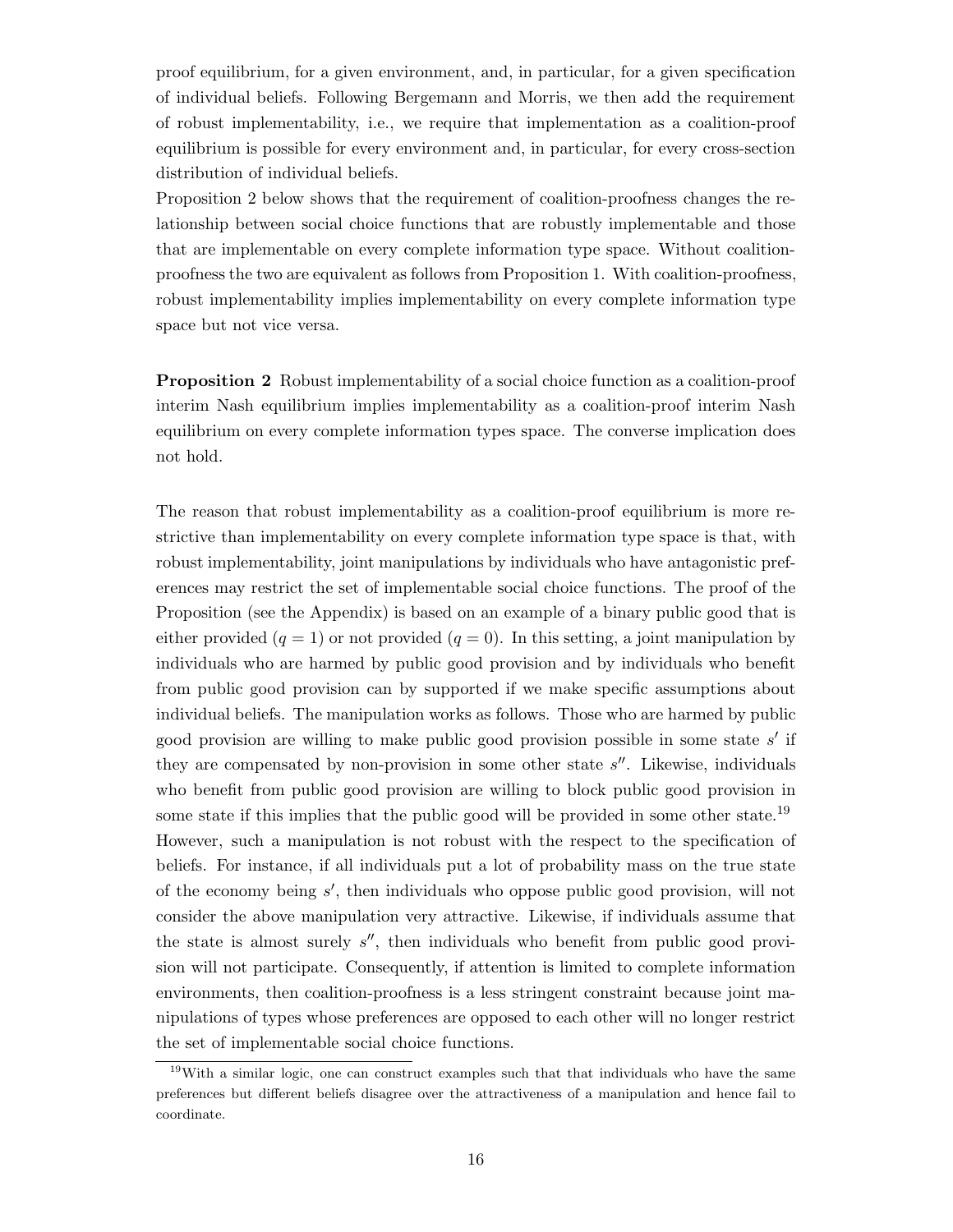proof equilibrium, for a given environment, and, in particular, for a given specification of individual beliefs. Following Bergemann and Morris, we then add the requirement of robust implementability, i.e., we require that implementation as a coalition-proof equilibrium is possible for every environment and, in particular, for every cross-section distribution of individual beliefs.

Proposition 2 below shows that the requirement of coalition-proofness changes the relationship between social choice functions that are robustly implementable and those that are implementable on every complete information type space. Without coalition-proofness the two are equivalent as follows from Proposition 1. With coalition-proofness, robust implementability implies implementability on every complete information type space but not vice versa.

**Proposition 2** Robust implementability of a social choice function as a coalition-proof interim Nash equilibrium implies implementability as a coalition-proof interim Nash equilibrium on every complete information types space. The converse implication does not hold.

The reason that robust implementability as a coalition-proof equilibrium is more restrictive than implementability on every complete information type space is that, with robust implementability, joint manipulations by individuals who have antagonistic preferences may restrict the set of implementable social choice functions. The proof of the Proposition (see the Appendix) is based on an example of a binary public good that is either provided ($q = 1$) or not provided ($q = 0$). In this setting, a joint manipulation by individuals who are harmed by public good provision and by individuals who benefit from public good provision can by supported if we make specific assumptions about individual beliefs. The manipulation works as follows. Those who are harmed by public good provision are willing to make public good provision possible in some state $s'$ if they are compensated by non-provision in some other state $s''$. Likewise, individuals who benefit from public good provision are willing to block public good provision in some state if this implies that the public good will be provided in some other state.[19] However, such a manipulation is not robust with the respect to the specification of beliefs. For instance, if all individuals put a lot of probability mass on the true state of the economy being $s'$, then individuals who oppose public good provision, will not consider the above manipulation very attractive. Likewise, if individuals assume that the state is almost surely $s''$, then individuals who benefit from public good provision will not participate. Consequently, if attention is limited to complete information environments, then coalition-proofness is a less stringent constraint because joint manipulations of types whose preferences are opposed to each other will no longer restrict the set of implementable social choice functions.

[19] With a similar logic, one can construct examples such that that individuals who have the same preferences but different beliefs disagree over the attractiveness of a manipulation and hence fail to coordinate.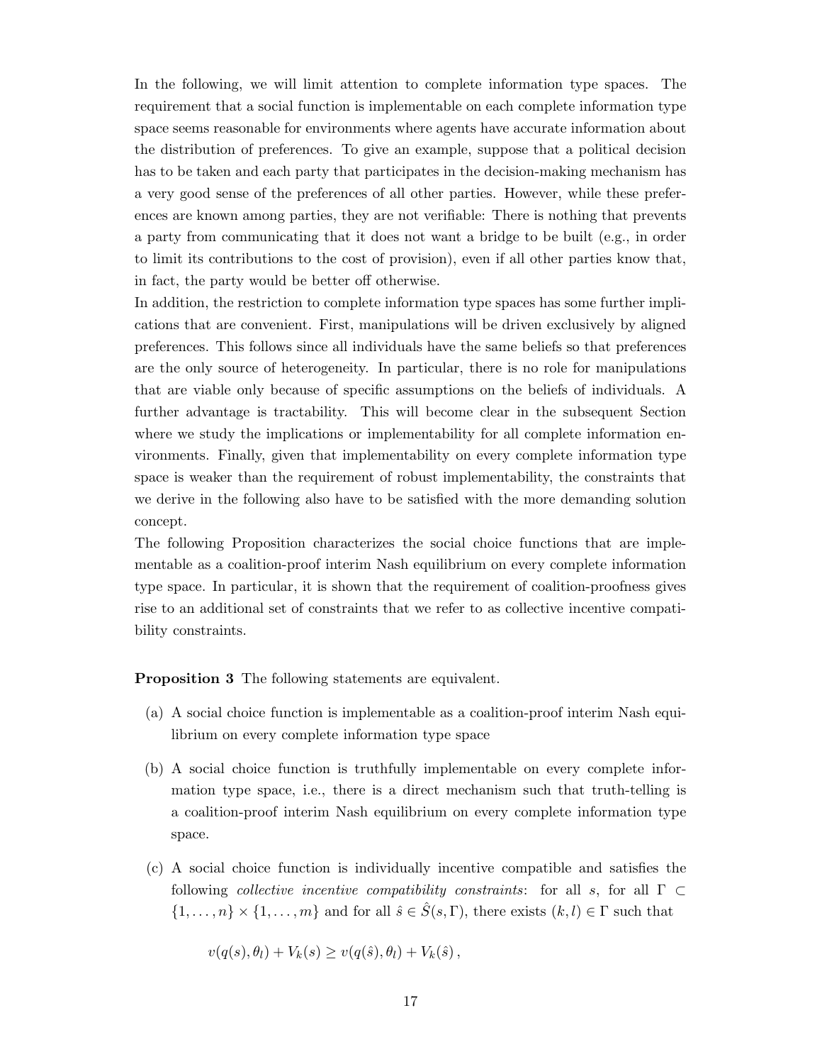In the following, we will limit attention to complete information type spaces. The requirement that a social function is implementable on each complete information type space seems reasonable for environments where agents have accurate information about the distribution of preferences. To give an example, suppose that a political decision has to be taken and each party that participates in the decision-making mechanism has a very good sense of the preferences of all other parties. However, while these preferences are known among parties, they are not verifiable: There is nothing that prevents a party from communicating that it does not want a bridge to be built (e.g., in order to limit its contributions to the cost of provision), even if all other parties know that, in fact, the party would be better off otherwise.

In addition, the restriction to complete information type spaces has some further implications that are convenient. First, manipulations will be driven exclusively by aligned preferences. This follows since all individuals have the same beliefs so that preferences are the only source of heterogeneity. In particular, there is no role for manipulations that are viable only because of specific assumptions on the beliefs of individuals. A further advantage is tractability. This will become clear in the subsequent Section where we study the implications or implementability for all complete information environments. Finally, given that implementability on every complete information type space is weaker than the requirement of robust implementability, the constraints that we derive in the following also have to be satisfied with the more demanding solution concept.

The following Proposition characterizes the social choice functions that are implementable as a coalition-proof interim Nash equilibrium on every complete information type space. In particular, it is shown that the requirement of coalition-proofness gives rise to an additional set of constraints that we refer to as collective incentive compatibility constraints.

**Proposition 3** The following statements are equivalent.

(a) A social choice function is implementable as a coalition-proof interim Nash equilibrium on every complete information type space

(b) A social choice function is truthfully implementable on every complete information type space, i.e., there is a direct mechanism such that truth-telling is a coalition-proof interim Nash equilibrium on every complete information type space.

(c) A social choice function is individually incentive compatible and satisfies the following *collective incentive compatibility constraints*: for all $s$, for all $\Gamma \subset \{1, \ldots, n\} \times \{1, \ldots, m\}$ and for all $\hat{s} \in \hat{S}(s, \Gamma)$, there exists $(k, l) \in \Gamma$ such that

$$v(q(s), \theta_l) + V_k(s) \geq v(q(\hat{s}), \theta_l) + V_k(\hat{s}),$$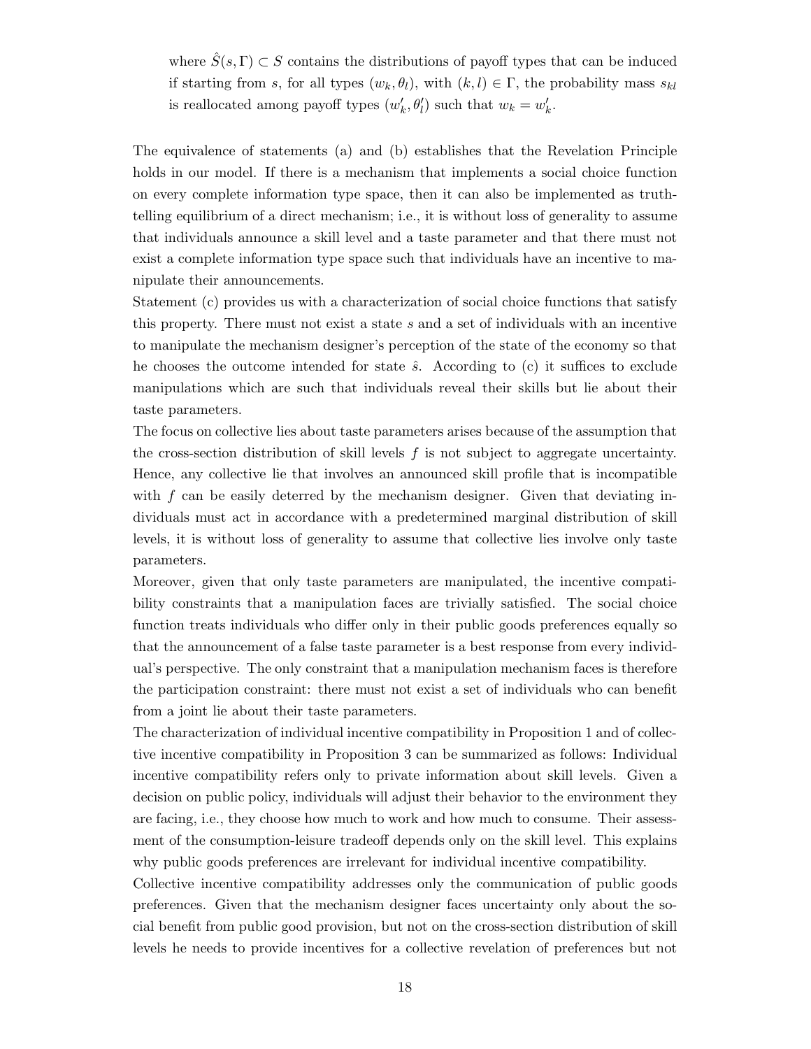where $\hat{S}(s, \Gamma) \subset S$ contains the distributions of payoff types that can be induced if starting from $s$, for all types $(w_k, \theta_l)$, with $(k, l) \in \Gamma$, the probability mass $s_{kl}$ is reallocated among payoff types $(w'_k, \theta'_l)$ such that $w_k = w'_k$.

The equivalence of statements (a) and (b) establishes that the Revelation Principle holds in our model. If there is a mechanism that implements a social choice function on every complete information type space, then it can also be implemented as truth-telling equilibrium of a direct mechanism; i.e., it is without loss of generality to assume that individuals announce a skill level and a taste parameter and that there must not exist a complete information type space such that individuals have an incentive to manipulate their announcements.

Statement (c) provides us with a characterization of social choice functions that satisfy this property. There must not exist a state $s$ and a set of individuals with an incentive to manipulate the mechanism designer's perception of the state of the economy so that he chooses the outcome intended for state $\hat{s}$. According to (c) it suffices to exclude manipulations which are such that individuals reveal their skills but lie about their taste parameters.

The focus on collective lies about taste parameters arises because of the assumption that the cross-section distribution of skill levels $f$ is not subject to aggregate uncertainty. Hence, any collective lie that involves an announced skill profile that is incompatible with $f$ can be easily deterred by the mechanism designer. Given that deviating individuals must act in accordance with a predetermined marginal distribution of skill levels, it is without loss of generality to assume that collective lies involve only taste parameters.

Moreover, given that only taste parameters are manipulated, the incentive compatibility constraints that a manipulation faces are trivially satisfied. The social choice function treats individuals who differ only in their public goods preferences equally so that the announcement of a false taste parameter is a best response from every individual's perspective. The only constraint that a manipulation mechanism faces is therefore the participation constraint: there must not exist a set of individuals who can benefit from a joint lie about their taste parameters.

The characterization of individual incentive compatibility in Proposition 1 and of collective incentive compatibility in Proposition 3 can be summarized as follows: Individual incentive compatibility refers only to private information about skill levels. Given a decision on public policy, individuals will adjust their behavior to the environment they are facing, i.e., they choose how much to work and how much to consume. Their assessment of the consumption-leisure tradeoff depends only on the skill level. This explains why public goods preferences are irrelevant for individual incentive compatibility.

Collective incentive compatibility addresses only the communication of public goods preferences. Given that the mechanism designer faces uncertainty only about the social benefit from public good provision, but not on the cross-section distribution of skill levels he needs to provide incentives for a collective revelation of preferences but not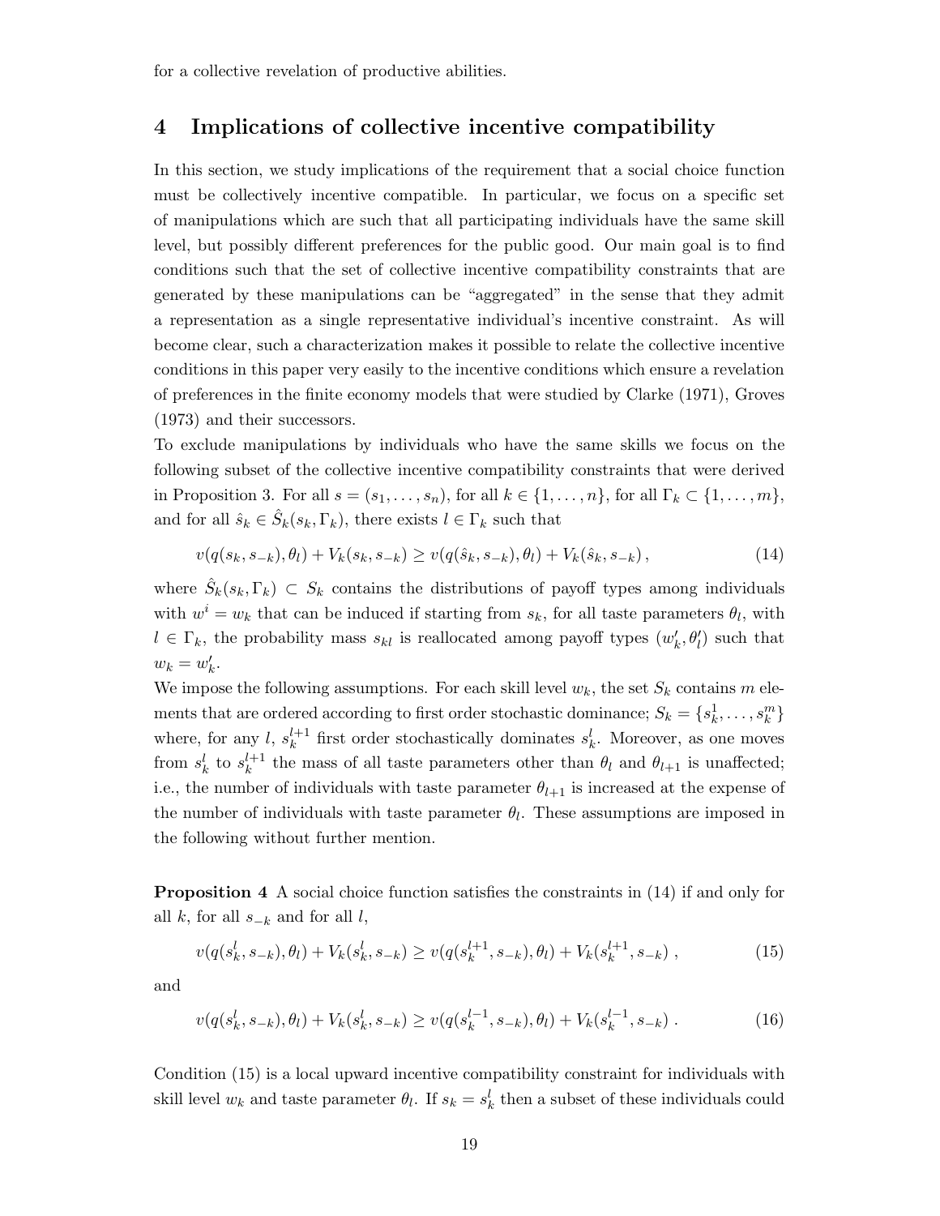for a collective revelation of productive abilities.

## 4 Implications of collective incentive compatibility

In this section, we study implications of the requirement that a social choice function must be collectively incentive compatible. In particular, we focus on a specific set of manipulations which are such that all participating individuals have the same skill level, but possibly different preferences for the public good. Our main goal is to find conditions such that the set of collective incentive compatibility constraints that are generated by these manipulations can be "aggregated" in the sense that they admit a representation as a single representative individual's incentive constraint. As will become clear, such a characterization makes it possible to relate the collective incentive conditions in this paper very easily to the incentive conditions which ensure a revelation of preferences in the finite economy models that were studied by Clarke (1971), Groves (1973) and their successors.

To exclude manipulations by individuals who have the same skills we focus on the following subset of the collective incentive compatibility constraints that were derived in Proposition 3. For all $s = (s_1, \ldots, s_n)$, for all $k \in \{1, \ldots, n\}$, for all $\Gamma_k \subset \{1, \ldots, m\}$, and for all $\hat{s}_k \in \hat{S}_k(s_k, \Gamma_k)$, there exists $l \in \Gamma_k$ such that

$$v(q(s_k, s_{-k}), \theta_l) + V_k(s_k, s_{-k}) \geq v(q(\hat{s}_k, s_{-k}), \theta_l) + V_k(\hat{s}_k, s_{-k}), \tag{14}$$

where $\hat{S}_k(s_k, \Gamma_k) \subset S_k$ contains the distributions of payoff types among individuals with $w^i = w_k$ that can be induced if starting from $s_k$, for all taste parameters $\theta_l$, with $l \in \Gamma_k$, the probability mass $s_{kl}$ is reallocated among payoff types $(w'_k, \theta'_l)$ such that $w_k = w'_k$.

We impose the following assumptions. For each skill level $w_k$, the set $S_k$ contains $m$ elements that are ordered according to first order stochastic dominance; $S_k = \{s_k^1, \ldots, s_k^m\}$ where, for any $l$, $s_k^{l+1}$ first order stochastically dominates $s_k^l$. Moreover, as one moves from $s_k^l$ to $s_k^{l+1}$ the mass of all taste parameters other than $\theta_l$ and $\theta_{l+1}$ is unaffected; i.e., the number of individuals with taste parameter $\theta_{l+1}$ is increased at the expense of the number of individuals with taste parameter $\theta_l$. These assumptions are imposed in the following without further mention.

**Proposition 4** A social choice function satisfies the constraints in (14) if and only for all $k$, for all $s_{-k}$ and for all $l$,

$$v(q(s_k^l, s_{-k}), \theta_l) + V_k(s_k^l, s_{-k}) \geq v(q(s_k^{l+1}, s_{-k}), \theta_l) + V_k(s_k^{l+1}, s_{-k}), \tag{15}$$

and

$$v(q(s_k^l, s_{-k}), \theta_l) + V_k(s_k^l, s_{-k}) \geq v(q(s_k^{l-1}, s_{-k}), \theta_l) + V_k(s_k^{l-1}, s_{-k}). \tag{16}$$

Condition (15) is a local upward incentive compatibility constraint for individuals with skill level $w_k$ and taste parameter $\theta_l$. If $s_k = s_k^l$ then a subset of these individuals could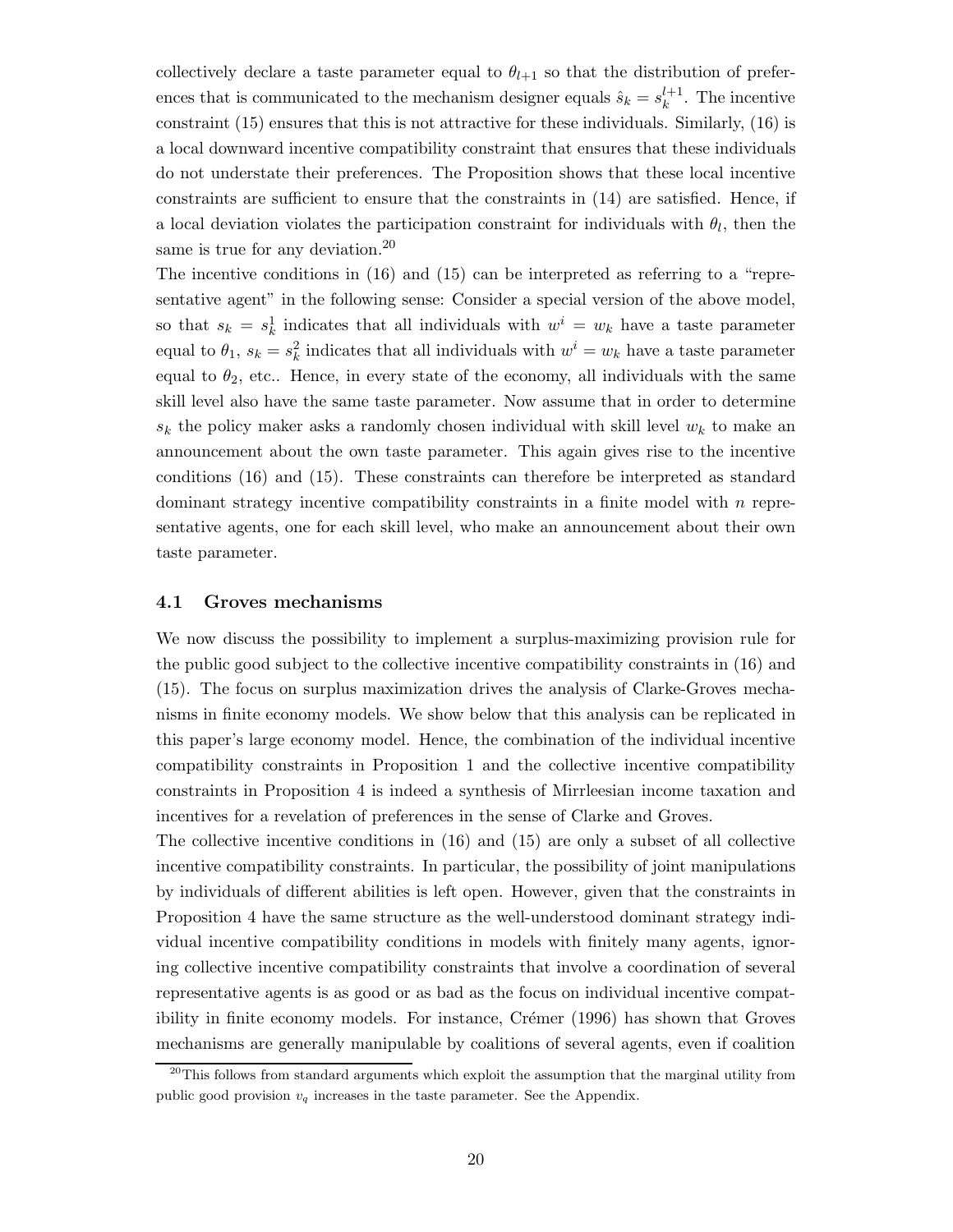collectively declare a taste parameter equal to $\theta_{l+1}$ so that the distribution of preferences that is communicated to the mechanism designer equals $\hat{s}_k = s_k^{l+1}$. The incentive constraint (15) ensures that this is not attractive for these individuals. Similarly, (16) is a local downward incentive compatibility constraint that ensures that these individuals do not understate their preferences. The Proposition shows that these local incentive constraints are sufficient to ensure that the constraints in (14) are satisfied. Hence, if a local deviation violates the participation constraint for individuals with $\theta_l$, then the same is true for any deviation.[20]

The incentive conditions in (16) and (15) can be interpreted as referring to a "representative agent" in the following sense: Consider a special version of the above model, so that $s_k = s_k^1$ indicates that all individuals with $w^i = w_k$ have a taste parameter equal to $\theta_1$, $s_k = s_k^2$ indicates that all individuals with $w^i = w_k$ have a taste parameter equal to $\theta_2$, etc.. Hence, in every state of the economy, all individuals with the same skill level also have the same taste parameter. Now assume that in order to determine $s_k$ the policy maker asks a randomly chosen individual with skill level $w_k$ to make an announcement about the own taste parameter. This again gives rise to the incentive conditions (16) and (15). These constraints can therefore be interpreted as standard dominant strategy incentive compatibility constraints in a finite model with $n$ representative agents, one for each skill level, who make an announcement about their own taste parameter.

### 4.1 Groves mechanisms

We now discuss the possibility to implement a surplus-maximizing provision rule for the public good subject to the collective incentive compatibility constraints in (16) and (15). The focus on surplus maximization drives the analysis of Clarke-Groves mechanisms in finite economy models. We show below that this analysis can be replicated in this paper's large economy model. Hence, the combination of the individual incentive compatibility constraints in Proposition 1 and the collective incentive compatibility constraints in Proposition 4 is indeed a synthesis of Mirrleesian income taxation and incentives for a revelation of preferences in the sense of Clarke and Groves.

The collective incentive conditions in (16) and (15) are only a subset of all collective incentive compatibility constraints. In particular, the possibility of joint manipulations by individuals of different abilities is left open. However, given that the constraints in Proposition 4 have the same structure as the well-understood dominant strategy individual incentive compatibility conditions in models with finitely many agents, ignoring collective incentive compatibility constraints that involve a coordination of several representative agents is as good or as bad as the focus on individual incentive compatibility in finite economy models. For instance, Crémer (1996) has shown that Groves mechanisms are generally manipulable by coalitions of several agents, even if coalition

[20] This follows from standard arguments which exploit the assumption that the marginal utility from public good provision $v_q$ increases in the taste parameter. See the Appendix.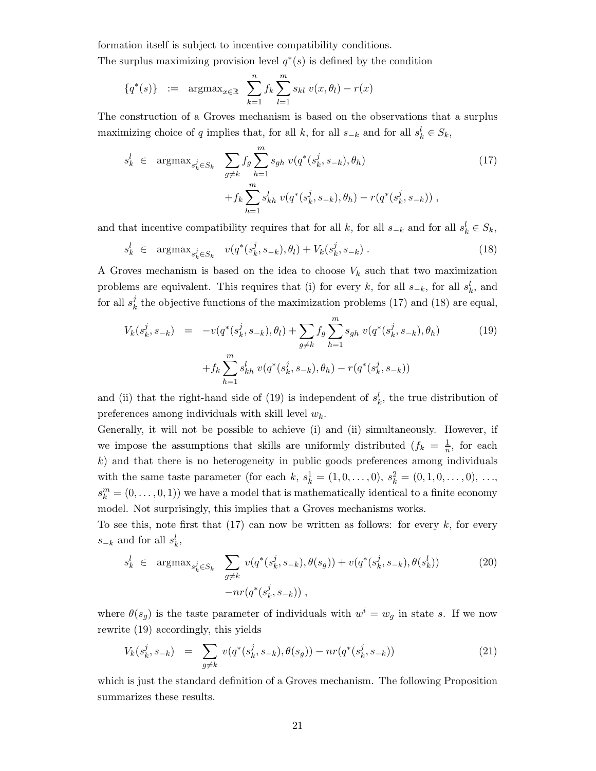formation itself is subject to incentive compatibility conditions.

The surplus maximizing provision level $q^*(s)$ is defined by the condition

$$\{q^*(s)\} \;:=\; \text{argmax}_{x\in\mathbb{R}} \;\; \sum_{k=1}^{n} f_k \sum_{l=1}^{m} s_{kl}\; v(x,\theta_l) - r(x)$$

The construction of a Groves mechanism is based on the observations that a surplus maximizing choice of $q$ implies that, for all $k$, for all $s_{-k}$ and for all $s_k^l \in S_k$,

$$\begin{aligned} s_k^l \;\in\; \text{argmax}_{s_k^j \in S_k} \;\; & \sum_{g\neq k} f_g \sum_{h=1}^{m} s_{gh}\; v(q^*(s_k^j, s_{-k}),\theta_h) \\ & + f_k \sum_{h=1}^{m} s_{kh}^l \; v(q^*(s_k^j,s_{-k}),\theta_h) - r(q^*(s_k^j,s_{-k}))\;, \end{aligned} \tag{17}$$

and that incentive compatibility requires that for all $k$, for all $s_{-k}$ and for all $s_k^l \in S_k$,

$$s_k^l \;\in\; \text{argmax}_{s_k^j \in S_k} \quad v(q^*(s_k^j,s_{-k}),\theta_l) + V_k(s_k^j,s_{-k})\;. \tag{18}$$

A Groves mechanism is based on the idea to choose $V_k$ such that two maximization problems are equivalent. This requires that (i) for every $k$, for all $s_{-k}$, for all $s_k^l$, and for all $s_k^j$ the objective functions of the maximization problems (17) and (18) are equal,

$$\begin{aligned} V_k(s_k^j,s_{-k}) \;=\; & -v(q^*(s_k^j,s_{-k}),\theta_l) + \sum_{g\neq k} f_g \sum_{h=1}^{m} s_{gh}\; v(q^*(s_k^j,s_{-k}),\theta_h) \\ & + f_k \sum_{h=1}^{m} s_{kh}^l\; v(q^*(s_k^j,s_{-k}),\theta_h) - r(q^*(s_k^j,s_{-k})) \end{aligned} \tag{19}$$

and (ii) that the right-hand side of (19) is independent of $s_k^l$, the true distribution of preferences among individuals with skill level $w_k$.

Generally, it will not be possible to achieve (i) and (ii) simultaneously. However, if we impose the assumptions that skills are uniformly distributed ($f_k = \frac{1}{n}$, for each $k$) and that there is no heterogeneity in public goods preferences among individuals with the same taste parameter (for each $k$, $s_k^1 = (1,0,\ldots,0)$, $s_k^2 = (0,1,0,\ldots,0)$, $\ldots$, $s_k^m = (0,\ldots,0,1)$) we have a model that is mathematically identical to a finite economy model. Not surprisingly, this implies that a Groves mechanisms works.

To see this, note first that (17) can now be written as follows: for every $k$, for every $s_{-k}$ and for all $s_k^l$,

$$\begin{aligned} s_k^l \;\in\; \text{argmax}_{s_k^j \in S_k} \;\; & \sum_{g\neq k} v(q^*(s_k^j,s_{-k}),\theta(s_g)) + v(q^*(s_k^j,s_{-k}),\theta(s_k^l)) \\ & - nr(q^*(s_k^j,s_{-k}))\;, \end{aligned} \tag{20}$$

where $\theta(s_g)$ is the taste parameter of individuals with $w^i = w_g$ in state $s$. If we now rewrite (19) accordingly, this yields

$$V_k(s_k^j,s_{-k}) \;=\; \sum_{g\neq k} v(q^*(s_k^j,s_{-k}),\theta(s_g)) - nr(q^*(s_k^j,s_{-k})) \tag{21}$$

which is just the standard definition of a Groves mechanism. The following Proposition summarizes these results.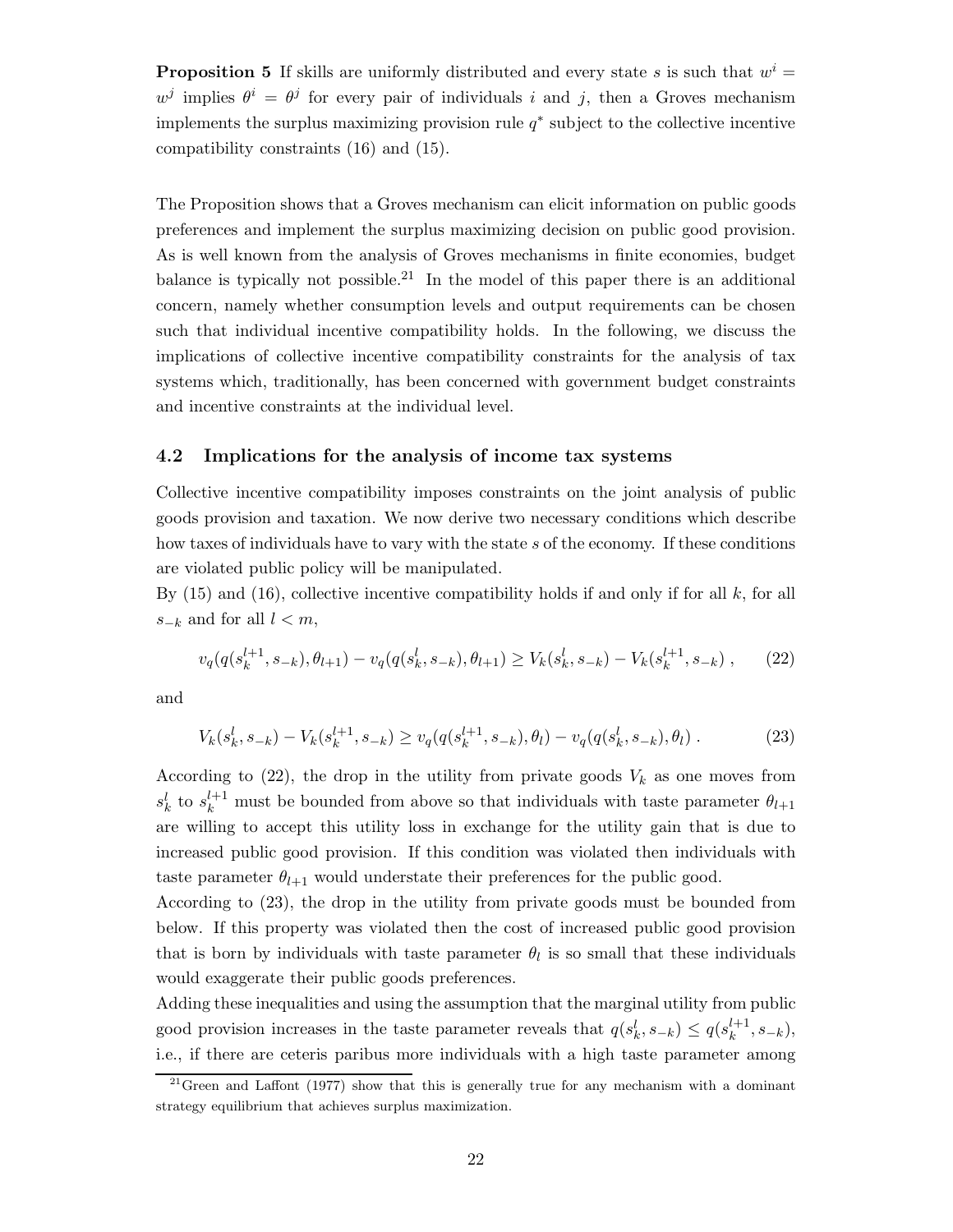**Proposition 5** *If skills are uniformly distributed and every state $s$ is such that $w^i = w^j$ implies $\theta^i = \theta^j$ for every pair of individuals $i$ and $j$, then a Groves mechanism implements the surplus maximizing provision rule $q^*$ subject to the collective incentive compatibility constraints (16) and (15).*

The Proposition shows that a Groves mechanism can elicit information on public goods preferences and implement the surplus maximizing decision on public good provision. As is well known from the analysis of Groves mechanisms in finite economies, budget balance is typically not possible.[21] In the model of this paper there is an additional concern, namely whether consumption levels and output requirements can be chosen such that individual incentive compatibility holds. In the following, we discuss the implications of collective incentive compatibility constraints for the analysis of tax systems which, traditionally, has been concerned with government budget constraints and incentive constraints at the individual level.

### 4.2 Implications for the analysis of income tax systems

Collective incentive compatibility imposes constraints on the joint analysis of public goods provision and taxation. We now derive two necessary conditions which describe how taxes of individuals have to vary with the state $s$ of the economy. If these conditions are violated public policy will be manipulated.

By (15) and (16), collective incentive compatibility holds if and only if for all $k$, for all $s_{-k}$ and for all $l < m$,

$$v_q(q(s_k^{l+1}, s_{-k}), \theta_{l+1}) - v_q(q(s_k^l, s_{-k}), \theta_{l+1}) \geq V_k(s_k^l, s_{-k}) - V_k(s_k^{l+1}, s_{-k}) \,, \qquad (22)$$

and

$$V_k(s_k^l, s_{-k}) - V_k(s_k^{l+1}, s_{-k}) \geq v_q(q(s_k^{l+1}, s_{-k}), \theta_l) - v_q(q(s_k^l, s_{-k}), \theta_l) \,. \qquad (23)$$

According to (22), the drop in the utility from private goods $V_k$ as one moves from $s_k^l$ to $s_k^{l+1}$ must be bounded from above so that individuals with taste parameter $\theta_{l+1}$ are willing to accept this utility loss in exchange for the utility gain that is due to increased public good provision. If this condition was violated then individuals with taste parameter $\theta_{l+1}$ would understate their preferences for the public good.

According to (23), the drop in the utility from private goods must be bounded from below. If this property was violated then the cost of increased public good provision that is born by individuals with taste parameter $\theta_l$ is so small that these individuals would exaggerate their public goods preferences.

Adding these inequalities and using the assumption that the marginal utility from public good provision increases in the taste parameter reveals that $q(s_k^l, s_{-k}) \leq q(s_k^{l+1}, s_{-k})$, i.e., if there are ceteris paribus more individuals with a high taste parameter among

[21] Green and Laffont (1977) show that this is generally true for any mechanism with a dominant strategy equilibrium that achieves surplus maximization.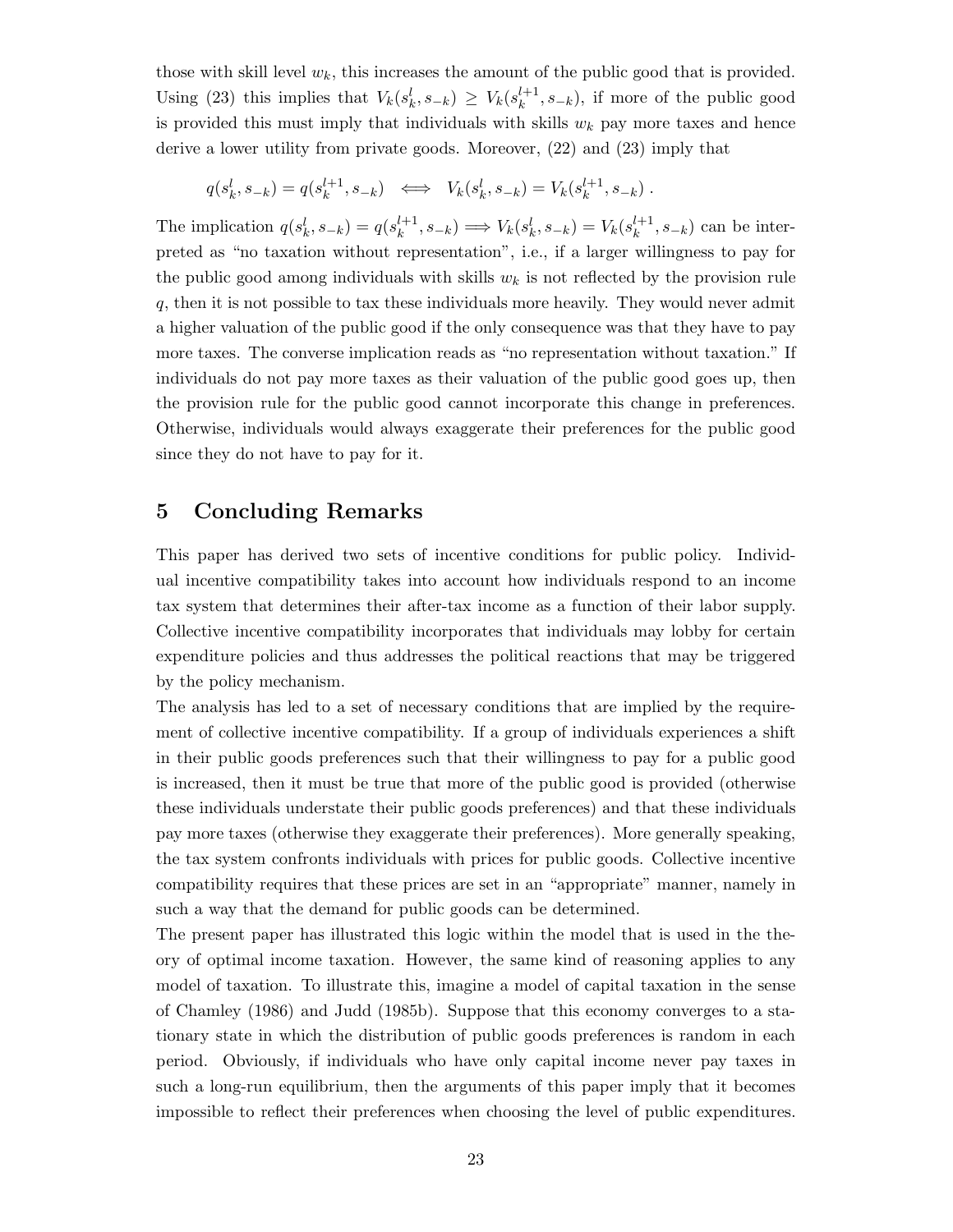those with skill level $w_k$, this increases the amount of the public good that is provided. Using (23) this implies that $V_k(s_k^l, s_{-k}) \geq V_k(s_k^{l+1}, s_{-k})$, if more of the public good is provided this must imply that individuals with skills $w_k$ pay more taxes and hence derive a lower utility from private goods. Moreover, (22) and (23) imply that

$$q(s_k^l, s_{-k}) = q(s_k^{l+1}, s_{-k}) \iff V_k(s_k^l, s_{-k}) = V_k(s_k^{l+1}, s_{-k}) \, .$$

The implication $q(s_k^l, s_{-k}) = q(s_k^{l+1}, s_{-k}) \Longrightarrow V_k(s_k^l, s_{-k}) = V_k(s_k^{l+1}, s_{-k})$ can be interpreted as "no taxation without representation", i.e., if a larger willingness to pay for the public good among individuals with skills $w_k$ is not reflected by the provision rule $q$, then it is not possible to tax these individuals more heavily. They would never admit a higher valuation of the public good if the only consequence was that they have to pay more taxes. The converse implication reads as "no representation without taxation." If individuals do not pay more taxes as their valuation of the public good goes up, then the provision rule for the public good cannot incorporate this change in preferences. Otherwise, individuals would always exaggerate their preferences for the public good since they do not have to pay for it.

# 5 Concluding Remarks

This paper has derived two sets of incentive conditions for public policy. Individual incentive compatibility takes into account how individuals respond to an income tax system that determines their after-tax income as a function of their labor supply. Collective incentive compatibility incorporates that individuals may lobby for certain expenditure policies and thus addresses the political reactions that may be triggered by the policy mechanism.

The analysis has led to a set of necessary conditions that are implied by the requirement of collective incentive compatibility. If a group of individuals experiences a shift in their public goods preferences such that their willingness to pay for a public good is increased, then it must be true that more of the public good is provided (otherwise these individuals understate their public goods preferences) and that these individuals pay more taxes (otherwise they exaggerate their preferences). More generally speaking, the tax system confronts individuals with prices for public goods. Collective incentive compatibility requires that these prices are set in an "appropriate" manner, namely in such a way that the demand for public goods can be determined.

The present paper has illustrated this logic within the model that is used in the theory of optimal income taxation. However, the same kind of reasoning applies to any model of taxation. To illustrate this, imagine a model of capital taxation in the sense of Chamley (1986) and Judd (1985b). Suppose that this economy converges to a stationary state in which the distribution of public goods preferences is random in each period. Obviously, if individuals who have only capital income never pay taxes in such a long-run equilibrium, then the arguments of this paper imply that it becomes impossible to reflect their preferences when choosing the level of public expenditures.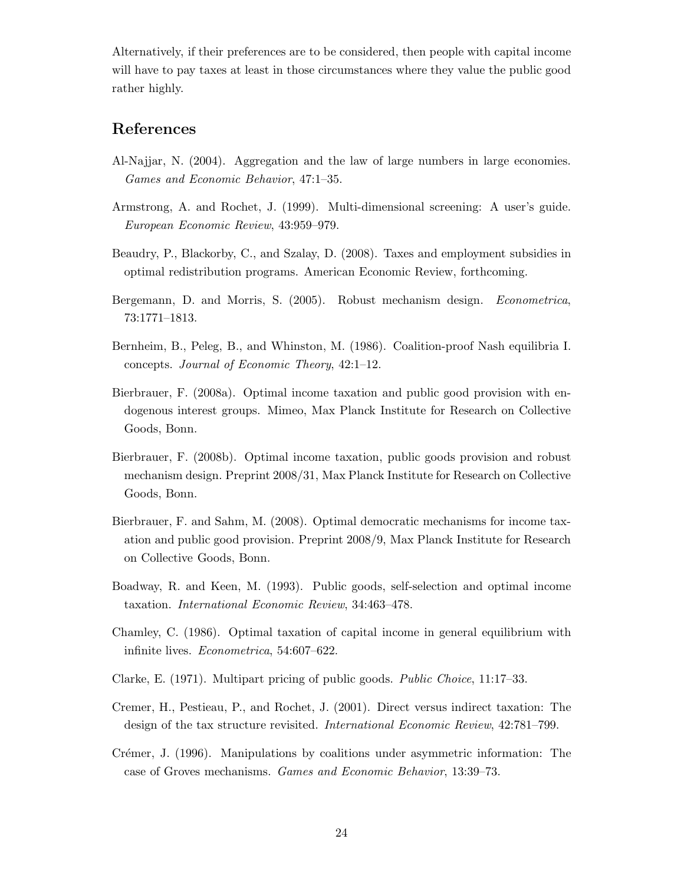Alternatively, if their preferences are to be considered, then people with capital income will have to pay taxes at least in those circumstances where they value the public good rather highly.

## References

Al-Najjar, N. (2004). Aggregation and the law of large numbers in large economies. *Games and Economic Behavior*, 47:1–35.

Armstrong, A. and Rochet, J. (1999). Multi-dimensional screening: A user's guide. *European Economic Review*, 43:959–979.

Beaudry, P., Blackorby, C., and Szalay, D. (2008). Taxes and employment subsidies in optimal redistribution programs. American Economic Review, forthcoming.

Bergemann, D. and Morris, S. (2005). Robust mechanism design. *Econometrica*, 73:1771–1813.

Bernheim, B., Peleg, B., and Whinston, M. (1986). Coalition-proof Nash equilibria I. concepts. *Journal of Economic Theory*, 42:1–12.

Bierbrauer, F. (2008a). Optimal income taxation and public good provision with endogenous interest groups. Mimeo, Max Planck Institute for Research on Collective Goods, Bonn.

Bierbrauer, F. (2008b). Optimal income taxation, public goods provision and robust mechanism design. Preprint 2008/31, Max Planck Institute for Research on Collective Goods, Bonn.

Bierbrauer, F. and Sahm, M. (2008). Optimal democratic mechanisms for income taxation and public good provision. Preprint 2008/9, Max Planck Institute for Research on Collective Goods, Bonn.

Boadway, R. and Keen, M. (1993). Public goods, self-selection and optimal income taxation. *International Economic Review*, 34:463–478.

Chamley, C. (1986). Optimal taxation of capital income in general equilibrium with infinite lives. *Econometrica*, 54:607–622.

Clarke, E. (1971). Multipart pricing of public goods. *Public Choice*, 11:17–33.

Cremer, H., Pestieau, P., and Rochet, J. (2001). Direct versus indirect taxation: The design of the tax structure revisited. *International Economic Review*, 42:781–799.

Crémer, J. (1996). Manipulations by coalitions under asymmetric information: The case of Groves mechanisms. *Games and Economic Behavior*, 13:39–73.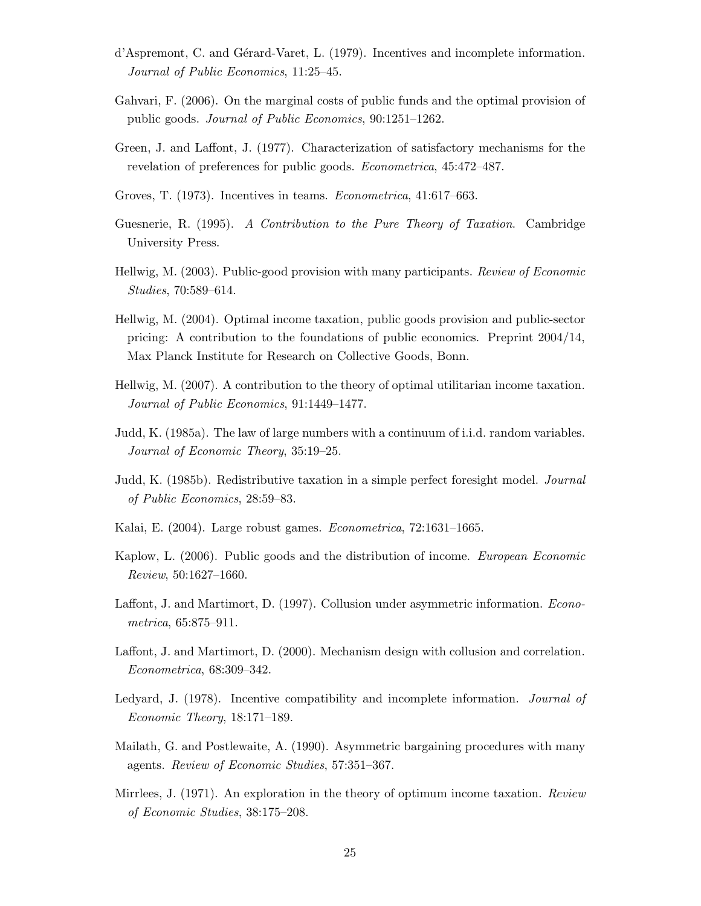d'Aspremont, C. and Gérard-Varet, L. (1979). Incentives and incomplete information. *Journal of Public Economics*, 11:25–45.

Gahvari, F. (2006). On the marginal costs of public funds and the optimal provision of public goods. *Journal of Public Economics*, 90:1251–1262.

Green, J. and Laffont, J. (1977). Characterization of satisfactory mechanisms for the revelation of preferences for public goods. *Econometrica*, 45:472–487.

Groves, T. (1973). Incentives in teams. *Econometrica*, 41:617–663.

Guesnerie, R. (1995). *A Contribution to the Pure Theory of Taxation*. Cambridge University Press.

Hellwig, M. (2003). Public-good provision with many participants. *Review of Economic Studies*, 70:589–614.

Hellwig, M. (2004). Optimal income taxation, public goods provision and public-sector pricing: A contribution to the foundations of public economics. Preprint 2004/14, Max Planck Institute for Research on Collective Goods, Bonn.

Hellwig, M. (2007). A contribution to the theory of optimal utilitarian income taxation. *Journal of Public Economics*, 91:1449–1477.

Judd, K. (1985a). The law of large numbers with a continuum of i.i.d. random variables. *Journal of Economic Theory*, 35:19–25.

Judd, K. (1985b). Redistributive taxation in a simple perfect foresight model. *Journal of Public Economics*, 28:59–83.

Kalai, E. (2004). Large robust games. *Econometrica*, 72:1631–1665.

Kaplow, L. (2006). Public goods and the distribution of income. *European Economic Review*, 50:1627–1660.

Laffont, J. and Martimort, D. (1997). Collusion under asymmetric information. *Econometrica*, 65:875–911.

Laffont, J. and Martimort, D. (2000). Mechanism design with collusion and correlation. *Econometrica*, 68:309–342.

Ledyard, J. (1978). Incentive compatibility and incomplete information. *Journal of Economic Theory*, 18:171–189.

Mailath, G. and Postlewaite, A. (1990). Asymmetric bargaining procedures with many agents. *Review of Economic Studies*, 57:351–367.

Mirrlees, J. (1971). An exploration in the theory of optimum income taxation. *Review of Economic Studies*, 38:175–208.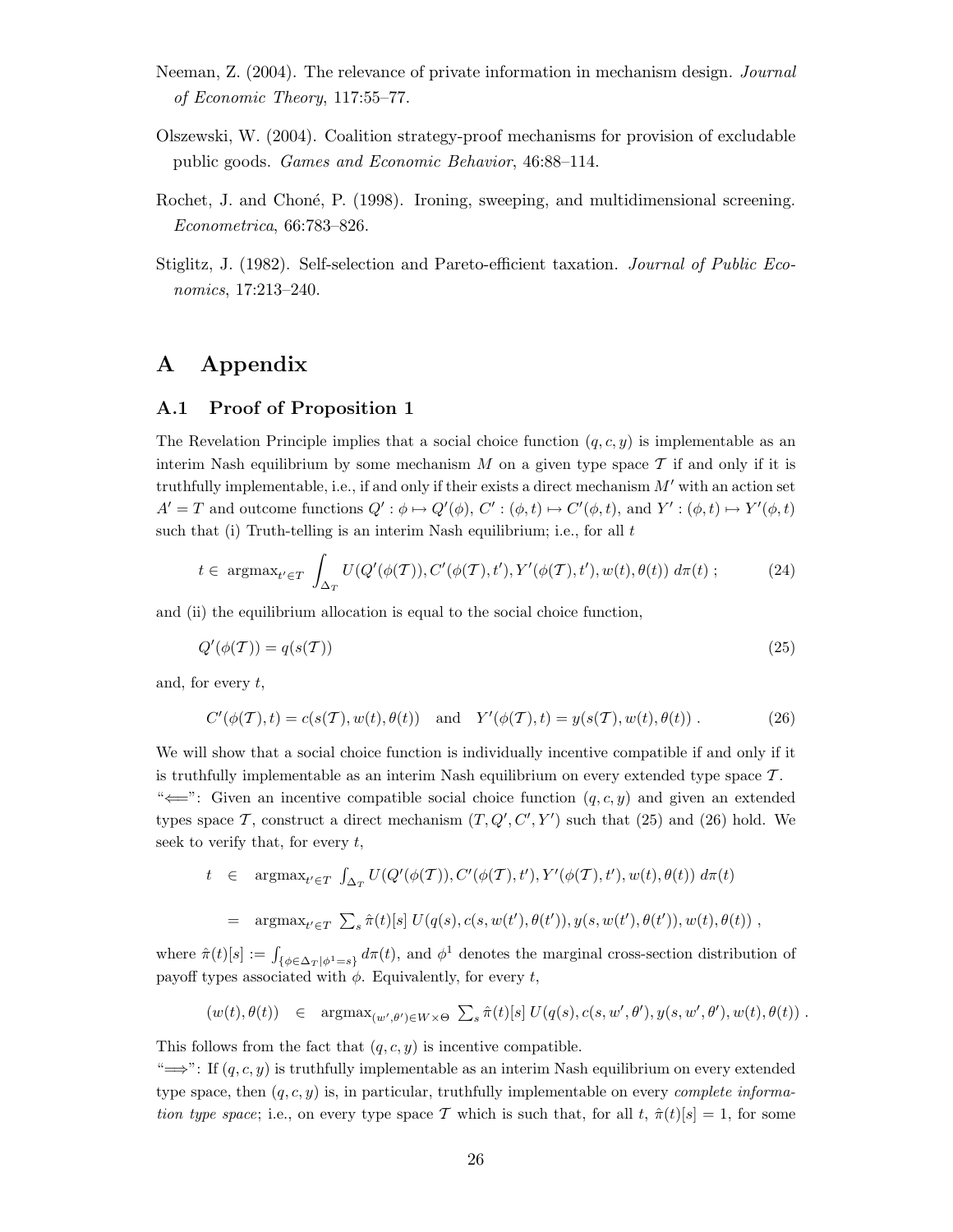Neeman, Z. (2004). The relevance of private information in mechanism design. *Journal of Economic Theory*, 117:55–77.

Olszewski, W. (2004). Coalition strategy-proof mechanisms for provision of excludable public goods. *Games and Economic Behavior*, 46:88–114.

Rochet, J. and Choné, P. (1998). Ironing, sweeping, and multidimensional screening. *Econometrica*, 66:783–826.

Stiglitz, J. (1982). Self-selection and Pareto-efficient taxation. *Journal of Public Economics*, 17:213–240.

# A Appendix

## A.1 Proof of Proposition 1

The Revelation Principle implies that a social choice function $(q, c, y)$ is implementable as an interim Nash equilibrium by some mechanism $M$ on a given type space $\mathcal{T}$ if and only if it is truthfully implementable, i.e., if and only if their exists a direct mechanism $M'$ with an action set $A' = T$ and outcome functions $Q' : \phi \mapsto Q'(\phi)$, $C' : (\phi, t) \mapsto C'(\phi, t)$, and $Y' : (\phi, t) \mapsto Y'(\phi, t)$ such that (i) Truth-telling is an interim Nash equilibrium; i.e., for all $t$

$$t \in \text{ argmax}_{t' \in T} \int_{\Delta_T} U(Q'(\phi(\mathcal{T})), C'(\phi(\mathcal{T}), t'), Y'(\phi(\mathcal{T}), t'), w(t), \theta(t)) \; d\pi(t) \; ; \tag{24}$$

and (ii) the equilibrium allocation is equal to the social choice function,

$$Q'(\phi(\mathcal{T})) = q(s(\mathcal{T})) \tag{25}$$

and, for every $t$,

$$C'(\phi(\mathcal{T}), t) = c(s(\mathcal{T}), w(t), \theta(t)) \quad \text{and} \quad Y'(\phi(\mathcal{T}), t) = y(s(\mathcal{T}), w(t), \theta(t)) \; . \tag{26}$$

We will show that a social choice function is individually incentive compatible if and only if it is truthfully implementable as an interim Nash equilibrium on every extended type space $\mathcal{T}$.

"$\Longleftarrow$": Given an incentive compatible social choice function $(q, c, y)$ and given an extended types space $\mathcal{T}$, construct a direct mechanism $(T, Q', C', Y')$ such that (25) and (26) hold. We seek to verify that, for every $t$,

$$\begin{aligned} t \quad &\in \quad \text{argmax}_{t' \in T} \; \textstyle\int_{\Delta_T} U(Q'(\phi(\mathcal{T})), C'(\phi(\mathcal{T}), t'), Y'(\phi(\mathcal{T}), t'), w(t), \theta(t)) \; d\pi(t) \\ &= \quad \text{argmax}_{t' \in T} \; \textstyle\sum_s \hat{\pi}(t)[s] \; U(q(s), c(s, w(t'), \theta(t')), y(s, w(t'), \theta(t')), w(t), \theta(t)) \; , \end{aligned}$$

where $\hat{\pi}(t)[s] := \int_{\{\phi \in \Delta_T | \phi^1 = s\}} d\pi(t)$, and $\phi^1$ denotes the marginal cross-section distribution of payoff types associated with $\phi$. Equivalently, for every $t$,

$$(w(t), \theta(t)) \quad \in \quad \text{argmax}_{(w', \theta') \in W \times \Theta} \; \textstyle\sum_s \hat{\pi}(t)[s] \; U(q(s), c(s, w', \theta'), y(s, w', \theta'), w(t), \theta(t)) \; .$$

This follows from the fact that $(q, c, y)$ is incentive compatible.

"$\Longrightarrow$": If $(q, c, y)$ is truthfully implementable as an interim Nash equilibrium on every extended type space, then $(q, c, y)$ is, in particular, truthfully implementable on every *complete information type space*; i.e., on every type space $\mathcal{T}$ which is such that, for all $t$, $\hat{\pi}(t)[s] = 1$, for some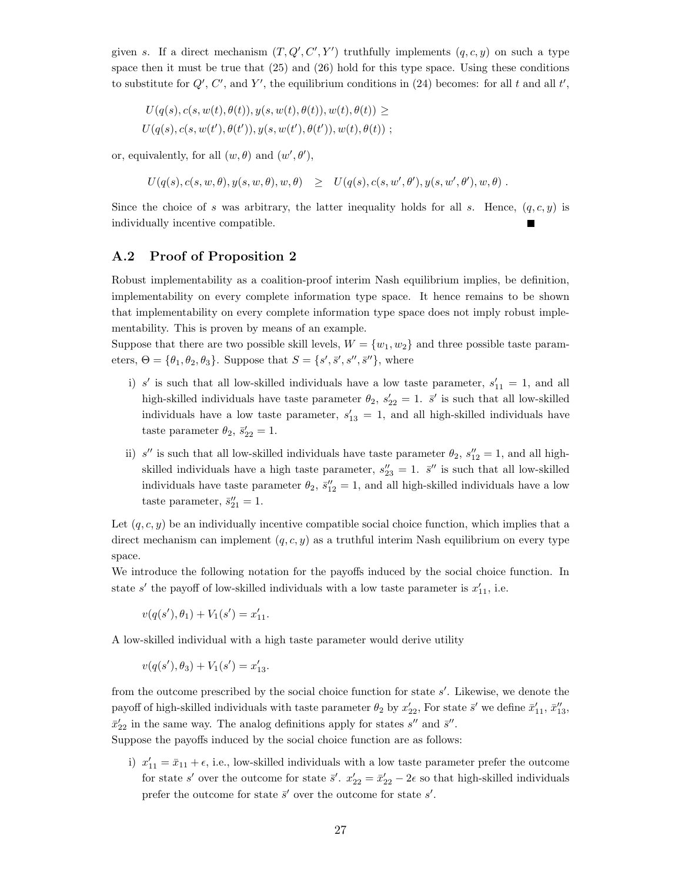given $s$. If a direct mechanism $(T, Q', C', Y')$ truthfully implements $(q, c, y)$ on such a type space then it must be true that (25) and (26) hold for this type space. Using these conditions to substitute for $Q'$, $C'$, and $Y'$, the equilibrium conditions in (24) becomes: for all $t$ and all $t'$,

$$U(q(s), c(s, w(t), \theta(t)), y(s, w(t), \theta(t)), w(t), \theta(t)) \geq$$
$$U(q(s), c(s, w(t'), \theta(t')), y(s, w(t'), \theta(t')), w(t), \theta(t)) \; ;$$

or, equivalently, for all $(w, \theta)$ and $(w', \theta')$,

$$U(q(s), c(s, w, \theta), y(s, w, \theta), w, \theta) \quad \geq \quad U(q(s), c(s, w', \theta'), y(s, w', \theta'), w, \theta) \; .$$

Since the choice of $s$ was arbitrary, the latter inequality holds for all $s$. Hence, $(q, c, y)$ is individually incentive compatible. ■

## A.2 Proof of Proposition 2

Robust implementability as a coalition-proof interim Nash equilibrium implies, be definition, implementability on every complete information type space. It hence remains to be shown that implementability on every complete information type space does not imply robust implementability. This is proven by means of an example.

Suppose that there are two possible skill levels, $W = \{w_1, w_2\}$ and three possible taste parameters, $\Theta = \{\theta_1, \theta_2, \theta_3\}$. Suppose that $S = \{s', \bar{s}', s'', \bar{s}''\}$, where

i) $s'$ is such that all low-skilled individuals have a low taste parameter, $s'_{11} = 1$, and all high-skilled individuals have taste parameter $\theta_2$, $s'_{22} = 1$. $\bar{s}'$ is such that all low-skilled individuals have a low taste parameter, $s'_{13} = 1$, and all high-skilled individuals have taste parameter $\theta_2$, $\bar{s}'_{22} = 1$.

ii) $s''$ is such that all low-skilled individuals have taste parameter $\theta_2$, $s''_{12} = 1$, and all high-skilled individuals have a high taste parameter, $s''_{23} = 1$. $\bar{s}''$ is such that all low-skilled individuals have taste parameter $\theta_2$, $\bar{s}''_{12} = 1$, and all high-skilled individuals have a low taste parameter, $\bar{s}''_{21} = 1$.

Let $(q, c, y)$ be an individually incentive compatible social choice function, which implies that a direct mechanism can implement $(q, c, y)$ as a truthful interim Nash equilibrium on every type space.

We introduce the following notation for the payoffs induced by the social choice function. In state $s'$ the payoff of low-skilled individuals with a low taste parameter is $x'_{11}$, i.e.

$$v(q(s'), \theta_1) + V_1(s') = x'_{11}.$$

A low-skilled individual with a high taste parameter would derive utility

$$v(q(s'), \theta_3) + V_1(s') = x'_{13}.$$

from the outcome prescribed by the social choice function for state $s'$. Likewise, we denote the payoff of high-skilled individuals with taste parameter $\theta_2$ by $x'_{22}$, For state $\bar{s}'$ we define $\bar{x}'_{11}$, $\bar{x}''_{13}$, $\bar{x}'_{22}$ in the same way. The analog definitions apply for states $s''$ and $\bar{s}''$.

Suppose the payoffs induced by the social choice function are as follows:

i) $x'_{11} = \bar{x}_{11} + \epsilon$, i.e., low-skilled individuals with a low taste parameter prefer the outcome for state $s'$ over the outcome for state $\bar{s}'$. $x'_{22} = \bar{x}'_{22} - 2\epsilon$ so that high-skilled individuals prefer the outcome for state $\bar{s}'$ over the outcome for state $s'$.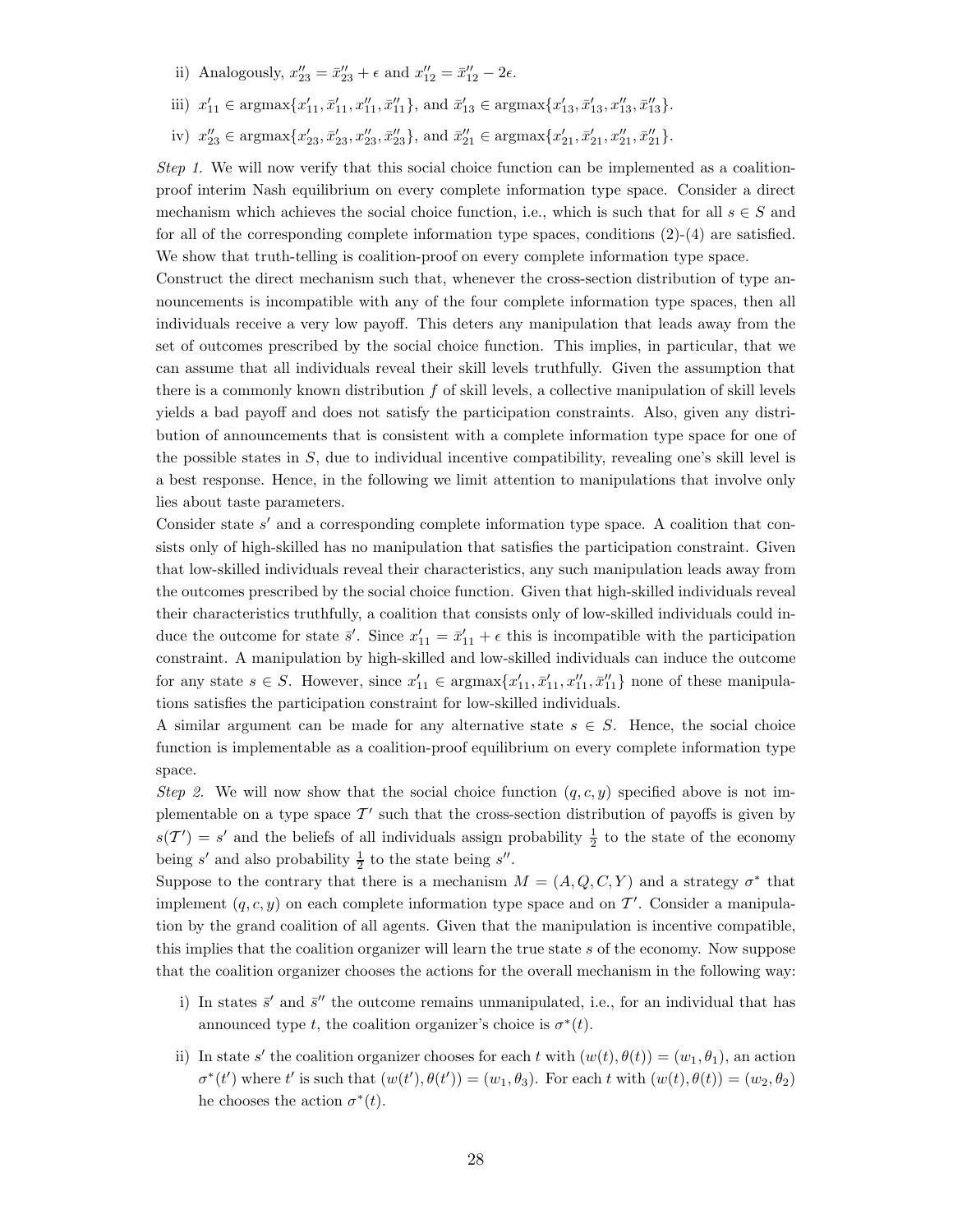ii) Analogously, $x''_{23} = \bar{x}''_{23} + \epsilon$ and $x''_{12} = \bar{x}''_{12} - 2\epsilon$.

iii) $x'_{11} \in \text{argmax}\{x'_{11}, \bar{x}'_{11}, x''_{11}, \bar{x}''_{11}\}$, and $\bar{x}'_{13} \in \text{argmax}\{x'_{13}, \bar{x}'_{13}, x''_{13}, \bar{x}''_{13}\}$.

iv) $x''_{23} \in \text{argmax}\{x'_{23}, \bar{x}'_{23}, x''_{23}, \bar{x}''_{23}\}$, and $\bar{x}''_{21} \in \text{argmax}\{x'_{21}, \bar{x}'_{21}, x''_{21}, \bar{x}''_{21}\}$.

*Step 1.* We will now verify that this social choice function can be implemented as a coalition-proof interim Nash equilibrium on every complete information type space. Consider a direct mechanism which achieves the social choice function, i.e., which is such that for all $s \in S$ and for all of the corresponding complete information type spaces, conditions (2)-(4) are satisfied. We show that truth-telling is coalition-proof on every complete information type space.

Construct the direct mechanism such that, whenever the cross-section distribution of type announcements is incompatible with any of the four complete information type spaces, then all individuals receive a very low payoff. This deters any manipulation that leads away from the set of outcomes prescribed by the social choice function. This implies, in particular, that we can assume that all individuals reveal their skill levels truthfully. Given the assumption that there is a commonly known distribution $f$ of skill levels, a collective manipulation of skill levels yields a bad payoff and does not satisfy the participation constraints. Also, given any distribution of announcements that is consistent with a complete information type space for one of the possible states in $S$, due to individual incentive compatibility, revealing one's skill level is a best response. Hence, in the following we limit attention to manipulations that involve only lies about taste parameters.

Consider state $s'$ and a corresponding complete information type space. A coalition that consists only of high-skilled has no manipulation that satisfies the participation constraint. Given that low-skilled individuals reveal their characteristics, any such manipulation leads away from the outcomes prescribed by the social choice function. Given that high-skilled individuals reveal their characteristics truthfully, a coalition that consists only of low-skilled individuals could induce the outcome for state $\bar{s}'$. Since $x'_{11} = \bar{x}'_{11} + \epsilon$ this is incompatible with the participation constraint. A manipulation by high-skilled and low-skilled individuals can induce the outcome for any state $s \in S$. However, since $x'_{11} \in \text{argmax}\{x'_{11}, \bar{x}'_{11}, x''_{11}, \bar{x}''_{11}\}$ none of these manipulations satisfies the participation constraint for low-skilled individuals.

A similar argument can be made for any alternative state $s \in S$. Hence, the social choice function is implementable as a coalition-proof equilibrium on every complete information type space.

*Step 2.* We will now show that the social choice function $(q, c, y)$ specified above is not implementable on a type space $\mathcal{T}'$ such that the cross-section distribution of payoffs is given by $s(\mathcal{T}') = s'$ and the beliefs of all individuals assign probability $\frac{1}{2}$ to the state of the economy being $s'$ and also probability $\frac{1}{2}$ to the state being $s''$.

Suppose to the contrary that there is a mechanism $M = (A, Q, C, Y)$ and a strategy $\sigma^*$ that implement $(q, c, y)$ on each complete information type space and on $\mathcal{T}'$. Consider a manipulation by the grand coalition of all agents. Given that the manipulation is incentive compatible, this implies that the coalition organizer will learn the true state $s$ of the economy. Now suppose that the coalition organizer chooses the actions for the overall mechanism in the following way:

i) In states $\bar{s}'$ and $\bar{s}''$ the outcome remains unmanipulated, i.e., for an individual that has announced type $t$, the coalition organizer's choice is $\sigma^*(t)$.

ii) In state $s'$ the coalition organizer chooses for each $t$ with $(w(t), \theta(t)) = (w_1, \theta_1)$, an action $\sigma^*(t')$ where $t'$ is such that $(w(t'), \theta(t')) = (w_1, \theta_3)$. For each $t$ with $(w(t), \theta(t)) = (w_2, \theta_2)$ he chooses the action $\sigma^*(t)$.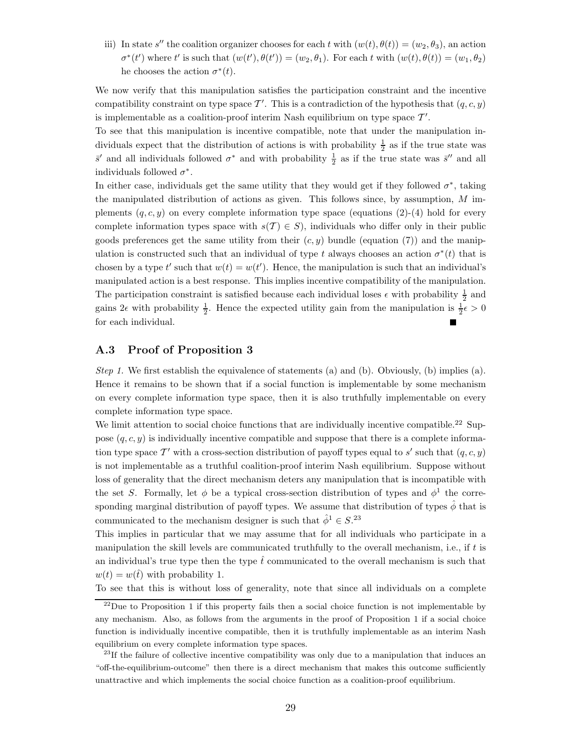iii) In state $s''$ the coalition organizer chooses for each $t$ with $(w(t), \theta(t)) = (w_2, \theta_3)$, an action $\sigma^*(t')$ where $t'$ is such that $(w(t'), \theta(t')) = (w_2, \theta_1)$. For each $t$ with $(w(t), \theta(t)) = (w_1, \theta_2)$ he chooses the action $\sigma^*(t)$.

We now verify that this manipulation satisfies the participation constraint and the incentive compatibility constraint on type space $\mathcal{T}'$. This is a contradiction of the hypothesis that $(q, c, y)$ is implementable as a coalition-proof interim Nash equilibrium on type space $\mathcal{T}'$.

To see that this manipulation is incentive compatible, note that under the manipulation individuals expect that the distribution of actions is with probability $\frac{1}{2}$ as if the true state was $\bar{s}'$ and all individuals followed $\sigma^*$ and with probability $\frac{1}{2}$ as if the true state was $\bar{s}''$ and all individuals followed $\sigma^*$.

In either case, individuals get the same utility that they would get if they followed $\sigma^*$, taking the manipulated distribution of actions as given. This follows since, by assumption, $M$ implements $(q, c, y)$ on every complete information type space (equations (2)-(4) hold for every complete information types space with $s(\mathcal{T}) \in S$), individuals who differ only in their public goods preferences get the same utility from their $(c, y)$ bundle (equation (7)) and the manipulation is constructed such that an individual of type $t$ always chooses an action $\sigma^*(t)$ that is chosen by a type $t'$ such that $w(t) = w(t')$. Hence, the manipulation is such that an individual's manipulated action is a best response. This implies incentive compatibility of the manipulation. The participation constraint is satisfied because each individual loses $\epsilon$ with probability $\frac{1}{2}$ and gains $2\epsilon$ with probability $\frac{1}{2}$. Hence the expected utility gain from the manipulation is $\frac{1}{2}\epsilon > 0$ for each individual. ■

## A.3 Proof of Proposition 3

*Step 1.* We first establish the equivalence of statements (a) and (b). Obviously, (b) implies (a). Hence it remains to be shown that if a social function is implementable by some mechanism on every complete information type space, then it is also truthfully implementable on every complete information type space.

We limit attention to social choice functions that are individually incentive compatible.[22] Suppose $(q, c, y)$ is individually incentive compatible and suppose that there is a complete information type space $\mathcal{T}'$ with a cross-section distribution of payoff types equal to $s'$ such that $(q, c, y)$ is not implementable as a truthful coalition-proof interim Nash equilibrium. Suppose without loss of generality that the direct mechanism deters any manipulation that is incompatible with the set $S$. Formally, let $\phi$ be a typical cross-section distribution of types and $\phi^1$ the corresponding marginal distribution of payoff types. We assume that distribution of types $\hat{\phi}$ that is communicated to the mechanism designer is such that $\hat{\phi}^1 \in S$.[23]

This implies in particular that we may assume that for all individuals who participate in a manipulation the skill levels are communicated truthfully to the overall mechanism, i.e., if $t$ is an individual's true type then the type $\hat{t}$ communicated to the overall mechanism is such that $w(t) = w(\hat{t})$ with probability 1.

To see that this is without loss of generality, note that since all individuals on a complete

[22] Due to Proposition 1 if this property fails then a social choice function is not implementable by any mechanism. Also, as follows from the arguments in the proof of Proposition 1 if a social choice function is individually incentive compatible, then it is truthfully implementable as an interim Nash equilibrium on every complete information type spaces.

[23] If the failure of collective incentive compatibility was only due to a manipulation that induces an "off-the-equilibrium-outcome" then there is a direct mechanism that makes this outcome sufficiently unattractive and which implements the social choice function as a coalition-proof equilibrium.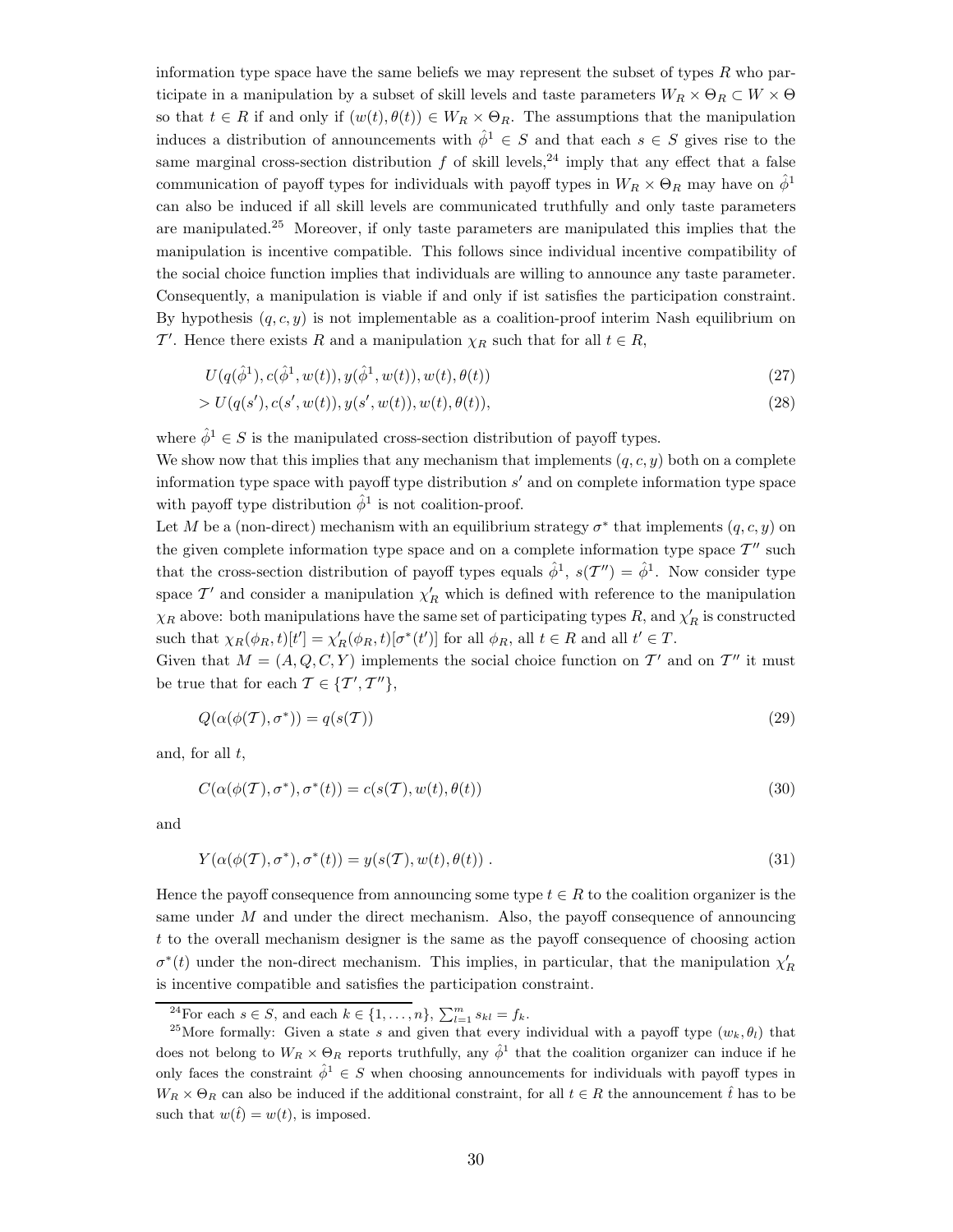information type space have the same beliefs we may represent the subset of types $R$ who participate in a manipulation by a subset of skill levels and taste parameters $W_R \times \Theta_R \subset W \times \Theta$ so that $t \in R$ if and only if $(w(t), \theta(t)) \in W_R \times \Theta_R$. The assumptions that the manipulation induces a distribution of announcements with $\hat{\phi}^1 \in S$ and that each $s \in S$ gives rise to the same marginal cross-section distribution $f$ of skill levels,[24] imply that any effect that a false communication of payoff types for individuals with payoff types in $W_R \times \Theta_R$ may have on $\hat{\phi}^1$ can also be induced if all skill levels are communicated truthfully and only taste parameters are manipulated.[25] Moreover, if only taste parameters are manipulated this implies that the manipulation is incentive compatible. This follows since individual incentive compatibility of the social choice function implies that individuals are willing to announce any taste parameter. Consequently, a manipulation is viable if and only if ist satisfies the participation constraint. By hypothesis $(q, c, y)$ is not implementable as a coalition-proof interim Nash equilibrium on $\mathcal{T}'$. Hence there exists $R$ and a manipulation $\chi_R$ such that for all $t \in R$,

$$U(q(\hat{\phi}^1), c(\hat{\phi}^1, w(t)), y(\hat{\phi}^1, w(t)), w(t), \theta(t)) \tag{27}$$

$$> U(q(s'), c(s', w(t)), y(s', w(t)), w(t), \theta(t)), \tag{28}$$

where $\hat{\phi}^1 \in S$ is the manipulated cross-section distribution of payoff types.

We show now that this implies that any mechanism that implements $(q, c, y)$ both on a complete information type space with payoff type distribution $s'$ and on complete information type space with payoff type distribution $\hat{\phi}^1$ is not coalition-proof.

Let $M$ be a (non-direct) mechanism with an equilibrium strategy $\sigma^*$ that implements $(q, c, y)$ on the given complete information type space and on a complete information type space $\mathcal{T}''$ such that the cross-section distribution of payoff types equals $\hat{\phi}^1$, $s(\mathcal{T}'') = \hat{\phi}^1$. Now consider type space $\mathcal{T}'$ and consider a manipulation $\chi'_R$ which is defined with reference to the manipulation $\chi_R$ above: both manipulations have the same set of participating types $R$, and $\chi'_R$ is constructed such that $\chi_R(\phi_R, t)[t'] = \chi'_R(\phi_R, t)[\sigma^*(t')]$ for all $\phi_R$, all $t \in R$ and all $t' \in T$.

Given that $M = (A, Q, C, Y)$ implements the social choice function on $\mathcal{T}'$ and on $\mathcal{T}''$ it must be true that for each $\mathcal{T} \in \{\mathcal{T}', \mathcal{T}''\}$,

$$Q(\alpha(\phi(\mathcal{T}), \sigma^*)) = q(s(\mathcal{T})) \tag{29}$$

and, for all $t$,

$$C(\alpha(\phi(\mathcal{T}), \sigma^*), \sigma^*(t)) = c(s(\mathcal{T}), w(t), \theta(t)) \tag{30}$$

and

$$Y(\alpha(\phi(\mathcal{T}), \sigma^*), \sigma^*(t)) = y(s(\mathcal{T}), w(t), \theta(t)) \ . \tag{31}$$

Hence the payoff consequence from announcing some type $t \in R$ to the coalition organizer is the same under $M$ and under the direct mechanism. Also, the payoff consequence of announcing $t$ to the overall mechanism designer is the same as the payoff consequence of choosing action $\sigma^*(t)$ under the non-direct mechanism. This implies, in particular, that the manipulation $\chi'_R$ is incentive compatible and satisfies the participation constraint.

[24] For each $s \in S$, and each $k \in \{1, \dots, n\}$, $\sum_{l=1}^{m} s_{kl} = f_k$.

[25] More formally: Given a state $s$ and given that every individual with a payoff type $(w_k, \theta_l)$ that does not belong to $W_R \times \Theta_R$ reports truthfully, any $\hat{\phi}^1$ that the coalition organizer can induce if he only faces the constraint $\hat{\phi}^1 \in S$ when choosing announcements for individuals with payoff types in $W_R \times \Theta_R$ can also be induced if the additional constraint, for all $t \in R$ the announcement $\hat{t}$ has to be such that $w(\hat{t}) = w(t)$, is imposed.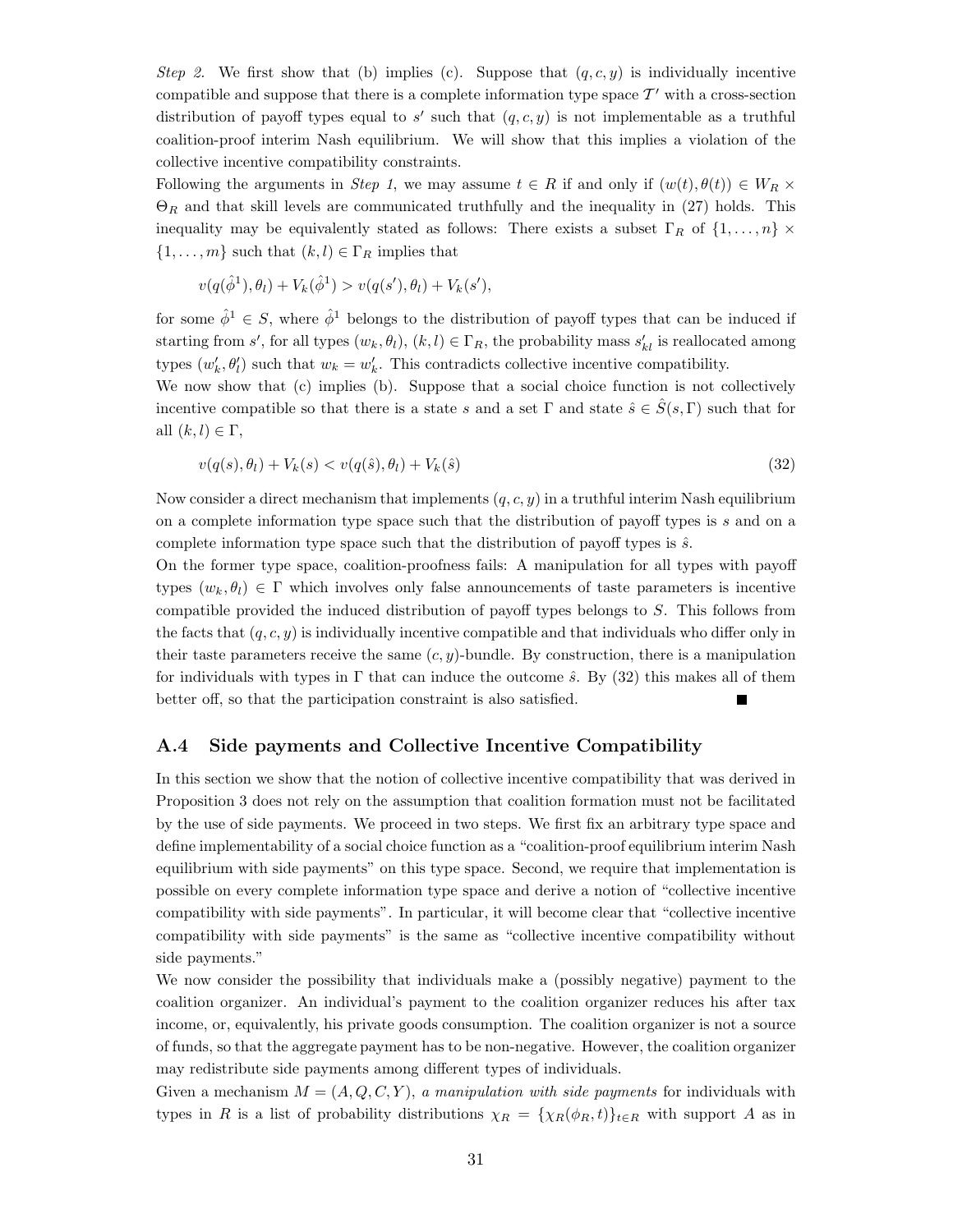*Step 2.* We first show that (b) implies (c). Suppose that $(q, c, y)$ is individually incentive compatible and suppose that there is a complete information type space $\mathcal{T}'$ with a cross-section distribution of payoff types equal to $s'$ such that $(q, c, y)$ is not implementable as a truthful coalition-proof interim Nash equilibrium. We will show that this implies a violation of the collective incentive compatibility constraints.

Following the arguments in *Step 1*, we may assume $t \in R$ if and only if $(w(t), \theta(t)) \in W_R \times \Theta_R$ and that skill levels are communicated truthfully and the inequality in (27) holds. This inequality may be equivalently stated as follows: There exists a subset $\Gamma_R$ of $\{1, \ldots, n\} \times \{1, \ldots, m\}$ such that $(k, l) \in \Gamma_R$ implies that

$$v(q(\hat{\phi}^1), \theta_l) + V_k(\hat{\phi}^1) > v(q(s'), \theta_l) + V_k(s'),$$

for some $\hat{\phi}^1 \in S$, where $\hat{\phi}^1$ belongs to the distribution of payoff types that can be induced if starting from $s'$, for all types $(w_k, \theta_l)$, $(k, l) \in \Gamma_R$, the probability mass $s'_{kl}$ is reallocated among types $(w'_k, \theta'_l)$ such that $w_k = w'_k$. This contradicts collective incentive compatibility.

We now show that (c) implies (b). Suppose that a social choice function is not collectively incentive compatible so that there is a state $s$ and a set $\Gamma$ and state $\hat{s} \in \hat{S}(s, \Gamma)$ such that for all $(k, l) \in \Gamma$,

$$v(q(s), \theta_l) + V_k(s) < v(q(\hat{s}), \theta_l) + V_k(\hat{s}) \tag{32}$$

Now consider a direct mechanism that implements $(q, c, y)$ in a truthful interim Nash equilibrium on a complete information type space such that the distribution of payoff types is $s$ and on a complete information type space such that the distribution of payoff types is $\hat{s}$.

On the former type space, coalition-proofness fails: A manipulation for all types with payoff types $(w_k, \theta_l) \in \Gamma$ which involves only false announcements of taste parameters is incentive compatible provided the induced distribution of payoff types belongs to $S$. This follows from the facts that $(q, c, y)$ is individually incentive compatible and that individuals who differ only in their taste parameters receive the same $(c, y)$-bundle. By construction, there is a manipulation for individuals with types in $\Gamma$ that can induce the outcome $\hat{s}$. By (32) this makes all of them better off, so that the participation constraint is also satisfied. ∎

## A.4 Side payments and Collective Incentive Compatibility

In this section we show that the notion of collective incentive compatibility that was derived in Proposition 3 does not rely on the assumption that coalition formation must not be facilitated by the use of side payments. We proceed in two steps. We first fix an arbitrary type space and define implementability of a social choice function as a "coalition-proof equilibrium interim Nash equilibrium with side payments" on this type space. Second, we require that implementation is possible on every complete information type space and derive a notion of "collective incentive compatibility with side payments". In particular, it will become clear that "collective incentive compatibility with side payments" is the same as "collective incentive compatibility without side payments."

We now consider the possibility that individuals make a (possibly negative) payment to the coalition organizer. An individual's payment to the coalition organizer reduces his after tax income, or, equivalently, his private goods consumption. The coalition organizer is not a source of funds, so that the aggregate payment has to be non-negative. However, the coalition organizer may redistribute side payments among different types of individuals.

Given a mechanism $M = (A, Q, C, Y)$, *a manipulation with side payments* for individuals with types in $R$ is a list of probability distributions $\chi_R = \{\chi_R(\phi_R, t)\}_{t \in R}$ with support $A$ as in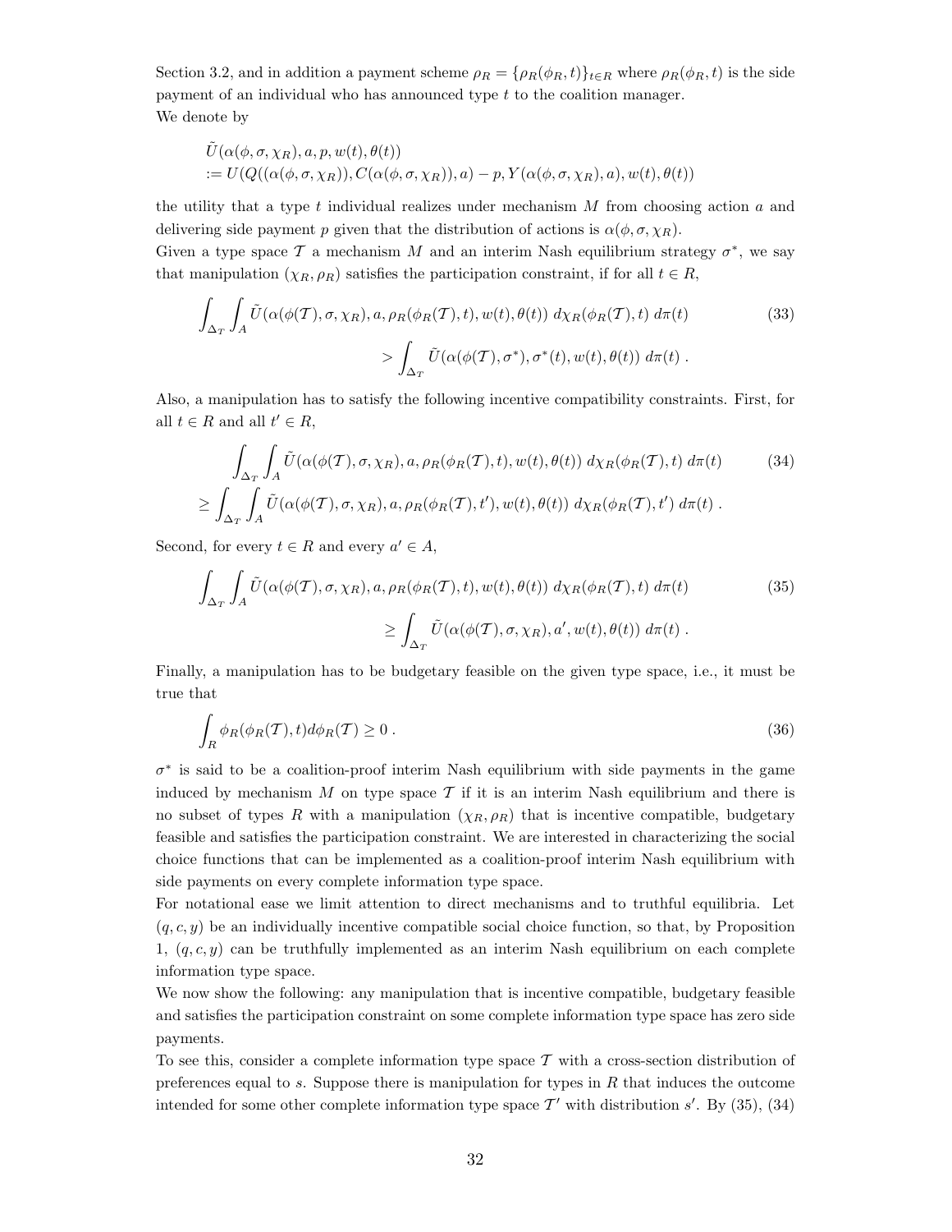Section 3.2, and in addition a payment scheme $\rho_R = \{\rho_R(\phi_R, t)\}_{t \in R}$ where $\rho_R(\phi_R, t)$ is the side payment of an individual who has announced type $t$ to the coalition manager.
We denote by

$$
\begin{aligned}
&\tilde{U}(\alpha(\phi, \sigma, \chi_R), a, p, w(t), \theta(t)) \\
&:= U(Q((\alpha(\phi, \sigma, \chi_R)), C(\alpha(\phi, \sigma, \chi_R)), a) - p, Y(\alpha(\phi, \sigma, \chi_R), a), w(t), \theta(t))
\end{aligned}
$$

the utility that a type $t$ individual realizes under mechanism $M$ from choosing action $a$ and delivering side payment $p$ given that the distribution of actions is $\alpha(\phi, \sigma, \chi_R)$.
Given a type space $\mathcal{T}$ a mechanism $M$ and an interim Nash equilibrium strategy $\sigma^*$, we say that manipulation $(\chi_R, \rho_R)$ satisfies the participation constraint, if for all $t \in R$,

$$
\begin{aligned}
\int_{\Delta_T} \int_A \tilde{U}(\alpha(\phi(\mathcal{T}), \sigma, \chi_R), a, \rho_R(\phi_R(\mathcal{T}), t), w(t), \theta(t)) \; d\chi_R(\phi_R(\mathcal{T}), t) \; d\pi(t) \qquad (33) \\
> \int_{\Delta_T} \tilde{U}(\alpha(\phi(\mathcal{T}), \sigma^*), \sigma^*(t), w(t), \theta(t)) \; d\pi(t) \; .
\end{aligned}
$$

Also, a manipulation has to satisfy the following incentive compatibility constraints. First, for all $t \in R$ and all $t' \in R$,

$$
\begin{aligned}
\int_{\Delta_T} \int_A \tilde{U}(\alpha(\phi(\mathcal{T}), \sigma, \chi_R), a, \rho_R(\phi_R(\mathcal{T}), t), w(t), \theta(t)) \; d\chi_R(\phi_R(\mathcal{T}), t) \; d\pi(t) \qquad (34) \\
\geq \int_{\Delta_T} \int_A \tilde{U}(\alpha(\phi(\mathcal{T}), \sigma, \chi_R), a, \rho_R(\phi_R(\mathcal{T}), t'), w(t), \theta(t)) \; d\chi_R(\phi_R(\mathcal{T}), t') \; d\pi(t) \; .
\end{aligned}
$$

Second, for every $t \in R$ and every $a' \in A$,

$$
\begin{aligned}
\int_{\Delta_T} \int_A \tilde{U}(\alpha(\phi(\mathcal{T}), \sigma, \chi_R), a, \rho_R(\phi_R(\mathcal{T}), t), w(t), \theta(t)) \; d\chi_R(\phi_R(\mathcal{T}), t) \; d\pi(t) \qquad (35) \\
\geq \int_{\Delta_T} \tilde{U}(\alpha(\phi(\mathcal{T}), \sigma, \chi_R), a', w(t), \theta(t)) \; d\pi(t) \; .
\end{aligned}
$$

Finally, a manipulation has to budgetary feasible on the given type space, i.e., it must be true that

$$
\int_R \phi_R(\phi_R(\mathcal{T}), t) d\phi_R(\mathcal{T}) \geq 0 \; . \qquad (36)
$$

$\sigma^*$ is said to be a coalition-proof interim Nash equilibrium with side payments in the game induced by mechanism $M$ on type space $\mathcal{T}$ if it is an interim Nash equilibrium and there is no subset of types $R$ with a manipulation $(\chi_R, \rho_R)$ that is incentive compatible, budgetary feasible and satisfies the participation constraint. We are interested in characterizing the social choice functions that can be implemented as a coalition-proof interim Nash equilibrium with side payments on every complete information type space.

For notational ease we limit attention to direct mechanisms and to truthful equilibria. Let $(q, c, y)$ be an individually incentive compatible social choice function, so that, by Proposition 1, $(q, c, y)$ can be truthfully implemented as an interim Nash equilibrium on each complete information type space.

We now show the following: any manipulation that is incentive compatible, budgetary feasible and satisfies the participation constraint on some complete information type space has zero side payments.

To see this, consider a complete information type space $\mathcal{T}$ with a cross-section distribution of preferences equal to $s$. Suppose there is manipulation for types in $R$ that induces the outcome intended for some other complete information type space $\mathcal{T}'$ with distribution $s'$. By (35), (34)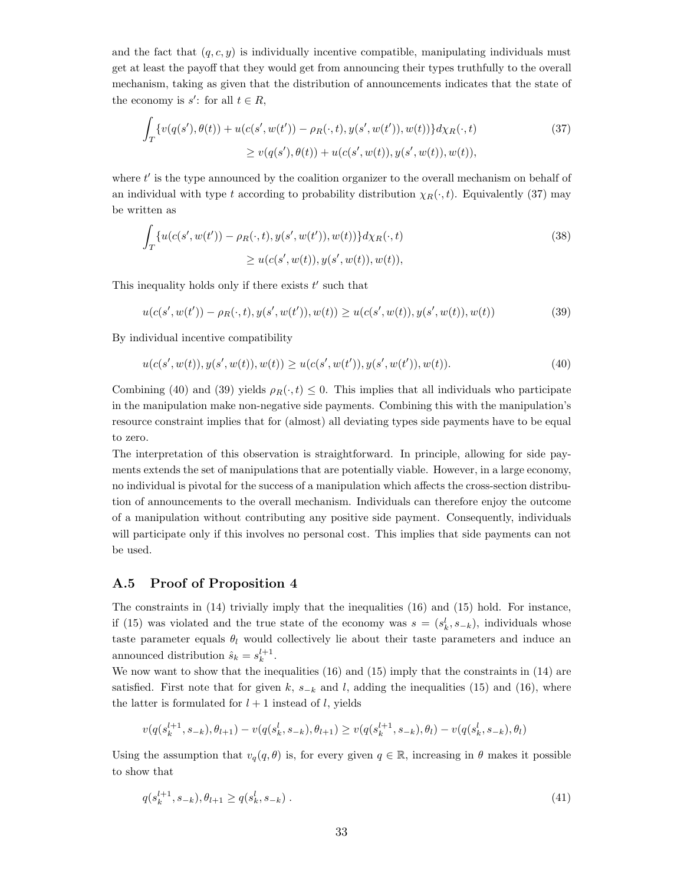and the fact that $(q, c, y)$ is individually incentive compatible, manipulating individuals must get at least the payoff that they would get from announcing their types truthfully to the overall mechanism, taking as given that the distribution of announcements indicates that the state of the economy is $s'$: for all $t \in R$,

$$\int_T \{v(q(s'), \theta(t)) + u(c(s', w(t')) - \rho_R(\cdot, t), y(s', w(t')), w(t))\} d\chi_R(\cdot, t) \geq v(q(s'), \theta(t)) + u(c(s', w(t)), y(s', w(t)), w(t)), \tag{37}$$

where $t'$ is the type announced by the coalition organizer to the overall mechanism on behalf of an individual with type $t$ according to probability distribution $\chi_R(\cdot, t)$. Equivalently (37) may be written as

$$\int_T \{u(c(s', w(t')) - \rho_R(\cdot, t), y(s', w(t')), w(t))\} d\chi_R(\cdot, t) \geq u(c(s', w(t)), y(s', w(t)), w(t)), \tag{38}$$

This inequality holds only if there exists $t'$ such that

$$u(c(s', w(t')) - \rho_R(\cdot, t), y(s', w(t')), w(t)) \geq u(c(s', w(t)), y(s', w(t)), w(t)) \tag{39}$$

By individual incentive compatibility

$$u(c(s', w(t)), y(s', w(t)), w(t)) \geq u(c(s', w(t')), y(s', w(t')), w(t)). \tag{40}$$

Combining (40) and (39) yields $\rho_R(\cdot, t) \leq 0$. This implies that all individuals who participate in the manipulation make non-negative side payments. Combining this with the manipulation's resource constraint implies that for (almost) all deviating types side payments have to be equal to zero.

The interpretation of this observation is straightforward. In principle, allowing for side payments extends the set of manipulations that are potentially viable. However, in a large economy, no individual is pivotal for the success of a manipulation which affects the cross-section distribution of announcements to the overall mechanism. Individuals can therefore enjoy the outcome of a manipulation without contributing any positive side payment. Consequently, individuals will participate only if this involves no personal cost. This implies that side payments can not be used.

## A.5 Proof of Proposition 4

The constraints in (14) trivially imply that the inequalities (16) and (15) hold. For instance, if (15) was violated and the true state of the economy was $s = (s_k^l, s_{-k})$, individuals whose taste parameter equals $\theta_l$ would collectively lie about their taste parameters and induce an announced distribution $\hat{s}_k = s_k^{l+1}$.

We now want to show that the inequalities (16) and (15) imply that the constraints in (14) are satisfied. First note that for given $k$, $s_{-k}$ and $l$, adding the inequalities (15) and (16), where the latter is formulated for $l+1$ instead of $l$, yields

$$v(q(s_k^{l+1}, s_{-k}), \theta_{l+1}) - v(q(s_k^l, s_{-k}), \theta_{l+1}) \geq v(q(s_k^{l+1}, s_{-k}), \theta_l) - v(q(s_k^l, s_{-k}), \theta_l)$$

Using the assumption that $v_q(q, \theta)$ is, for every given $q \in \mathbb{R}$, increasing in $\theta$ makes it possible to show that

$$q(s_k^{l+1}, s_{-k}), \theta_{l+1} \geq q(s_k^l, s_{-k}) \,. \tag{41}$$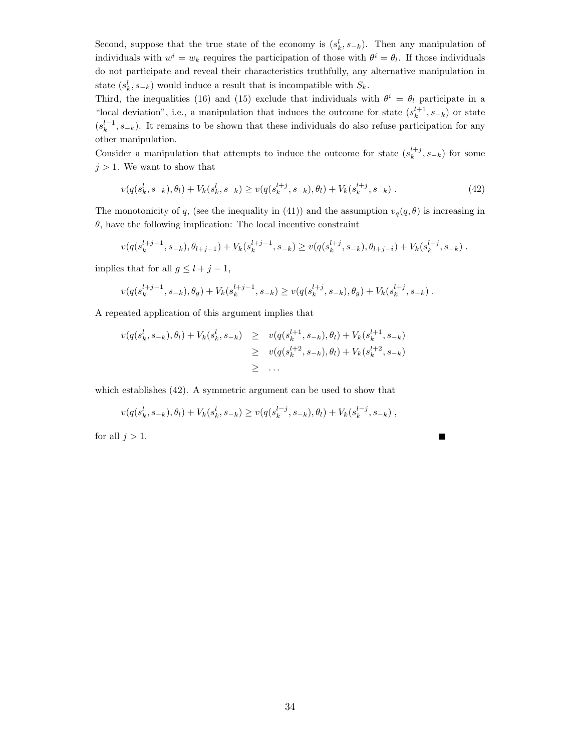Second, suppose that the true state of the economy is $(s_k^l, s_{-k})$. Then any manipulation of individuals with $w^i = w_k$ requires the participation of those with $\theta^i = \theta_l$. If those individuals do not participate and reveal their characteristics truthfully, any alternative manipulation in state $(s_k^l, s_{-k})$ would induce a result that is incompatible with $S_k$.

Third, the inequalities (16) and (15) exclude that individuals with $\theta^i = \theta_l$ participate in a "local deviation", i.e., a manipulation that induces the outcome for state $(s_k^{l+1}, s_{-k})$ or state $(s_k^{l-1}, s_{-k})$. It remains to be shown that these individuals do also refuse participation for any other manipulation.

Consider a manipulation that attempts to induce the outcome for state $(s_k^{l+j}, s_{-k})$ for some $j > 1$. We want to show that

$$v(q(s_k^l, s_{-k}), \theta_l) + V_k(s_k^l, s_{-k}) \geq v(q(s_k^{l+j}, s_{-k}), \theta_l) + V_k(s_k^{l+j}, s_{-k}) \,. \tag{42}$$

The monotonicity of $q$, (see the inequality in (41)) and the assumption $v_q(q, \theta)$ is increasing in $\theta$, have the following implication: The local incentive constraint

$$v(q(s_k^{l+j-1}, s_{-k}), \theta_{l+j-1}) + V_k(s_k^{l+j-1}, s_{-k}) \geq v(q(s_k^{l+j}, s_{-k}), \theta_{l+j-i}) + V_k(s_k^{l+j}, s_{-k}) \,.$$

implies that for all $g \leq l + j - 1$,

$$v(q(s_k^{l+j-1}, s_{-k}), \theta_g) + V_k(s_k^{l+j-1}, s_{-k}) \geq v(q(s_k^{l+j}, s_{-k}), \theta_g) + V_k(s_k^{l+j}, s_{-k}) \,.$$

A repeated application of this argument implies that

$$\begin{aligned}
v(q(s_k^l, s_{-k}), \theta_l) + V_k(s_k^l, s_{-k}) &\geq v(q(s_k^{l+1}, s_{-k}), \theta_l) + V_k(s_k^{l+1}, s_{-k}) \\
&\geq v(q(s_k^{l+2}, s_{-k}), \theta_l) + V_k(s_k^{l+2}, s_{-k}) \\
&\geq \ldots
\end{aligned}$$

which establishes (42). A symmetric argument can be used to show that

$$v(q(s_k^l, s_{-k}), \theta_l) + V_k(s_k^l, s_{-k}) \geq v(q(s_k^{l-j}, s_{-k}), \theta_l) + V_k(s_k^{l-j}, s_{-k}) \,,$$

for all $j > 1$. ■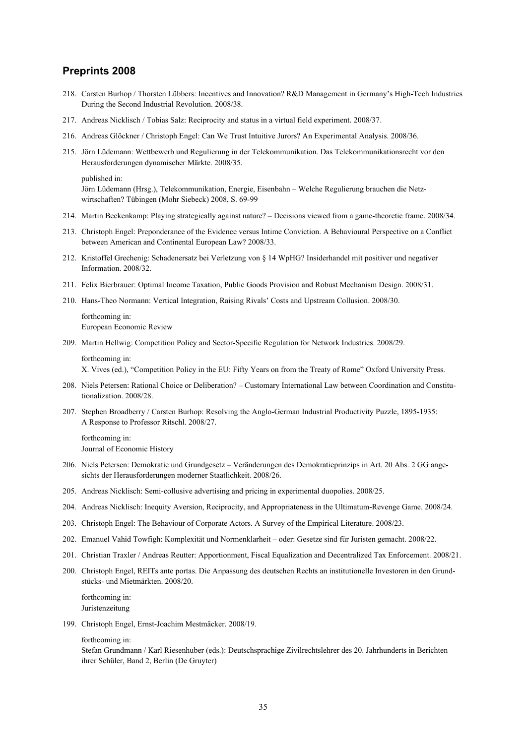## Preprints 2008

218. Carsten Burhop / Thorsten Lübbers: Incentives and Innovation? R&D Management in Germany's High-Tech Industries During the Second Industrial Revolution. 2008/38.

217. Andreas Nicklisch / Tobias Salz: Reciprocity and status in a virtual field experiment. 2008/37.

216. Andreas Glöckner / Christoph Engel: Can We Trust Intuitive Jurors? An Experimental Analysis. 2008/36.

215. Jörn Lüdemann: Wettbewerb und Regulierung in der Telekommunikation. Das Telekommunikationsrecht vor den Herausforderungen dynamischer Märkte. 2008/35.

    published in:
    Jörn Lüdemann (Hrsg.), Telekommunikation, Energie, Eisenbahn – Welche Regulierung brauchen die Netzwirtschaften? Tübingen (Mohr Siebeck) 2008, S. 69-99

214. Martin Beckenkamp: Playing strategically against nature? – Decisions viewed from a game-theoretic frame. 2008/34.

213. Christoph Engel: Preponderance of the Evidence versus Intime Conviction. A Behavioural Perspective on a Conflict between American and Continental European Law? 2008/33.

212. Kristoffel Grechenig: Schadenersatz bei Verletzung von § 14 WpHG? Insiderhandel mit positiver und negativer Information. 2008/32.

211. Felix Bierbrauer: Optimal Income Taxation, Public Goods Provision and Robust Mechanism Design. 2008/31.

210. Hans-Theo Normann: Vertical Integration, Raising Rivals' Costs and Upstream Collusion. 2008/30.

    forthcoming in:
    European Economic Review

209. Martin Hellwig: Competition Policy and Sector-Specific Regulation for Network Industries. 2008/29.

    forthcoming in:
    X. Vives (ed.), "Competition Policy in the EU: Fifty Years on from the Treaty of Rome" Oxford University Press.

208. Niels Petersen: Rational Choice or Deliberation? – Customary International Law between Coordination and Constitutionalization. 2008/28.

207. Stephen Broadberry / Carsten Burhop: Resolving the Anglo-German Industrial Productivity Puzzle, 1895-1935: A Response to Professor Ritschl. 2008/27.

    forthcoming in:
    Journal of Economic History

206. Niels Petersen: Demokratie und Grundgesetz – Veränderungen des Demokratieprinzips in Art. 20 Abs. 2 GG angesichts der Herausforderungen moderner Staatlichkeit. 2008/26.

205. Andreas Nicklisch: Semi-collusive advertising and pricing in experimental duopolies. 2008/25.

204. Andreas Nicklisch: Inequity Aversion, Reciprocity, and Appropriateness in the Ultimatum-Revenge Game. 2008/24.

203. Christoph Engel: The Behaviour of Corporate Actors. A Survey of the Empirical Literature. 2008/23.

202. Emanuel Vahid Towfigh: Komplexität und Normenklarheit – oder: Gesetze sind für Juristen gemacht. 2008/22.

201. Christian Traxler / Andreas Reutter: Apportionment, Fiscal Equalization and Decentralized Tax Enforcement. 2008/21.

200. Christoph Engel, REITs ante portas. Die Anpassung des deutschen Rechts an institutionelle Investoren in den Grundstücks- und Mietmärkten. 2008/20.

    forthcoming in:
    Juristenzeitung

199. Christoph Engel, Ernst-Joachim Mestmäcker. 2008/19.

    forthcoming in:
    Stefan Grundmann / Karl Riesenhuber (eds.): Deutschsprachige Zivilrechtslehrer des 20. Jahrhunderts in Berichten ihrer Schüler, Band 2, Berlin (De Gruyter)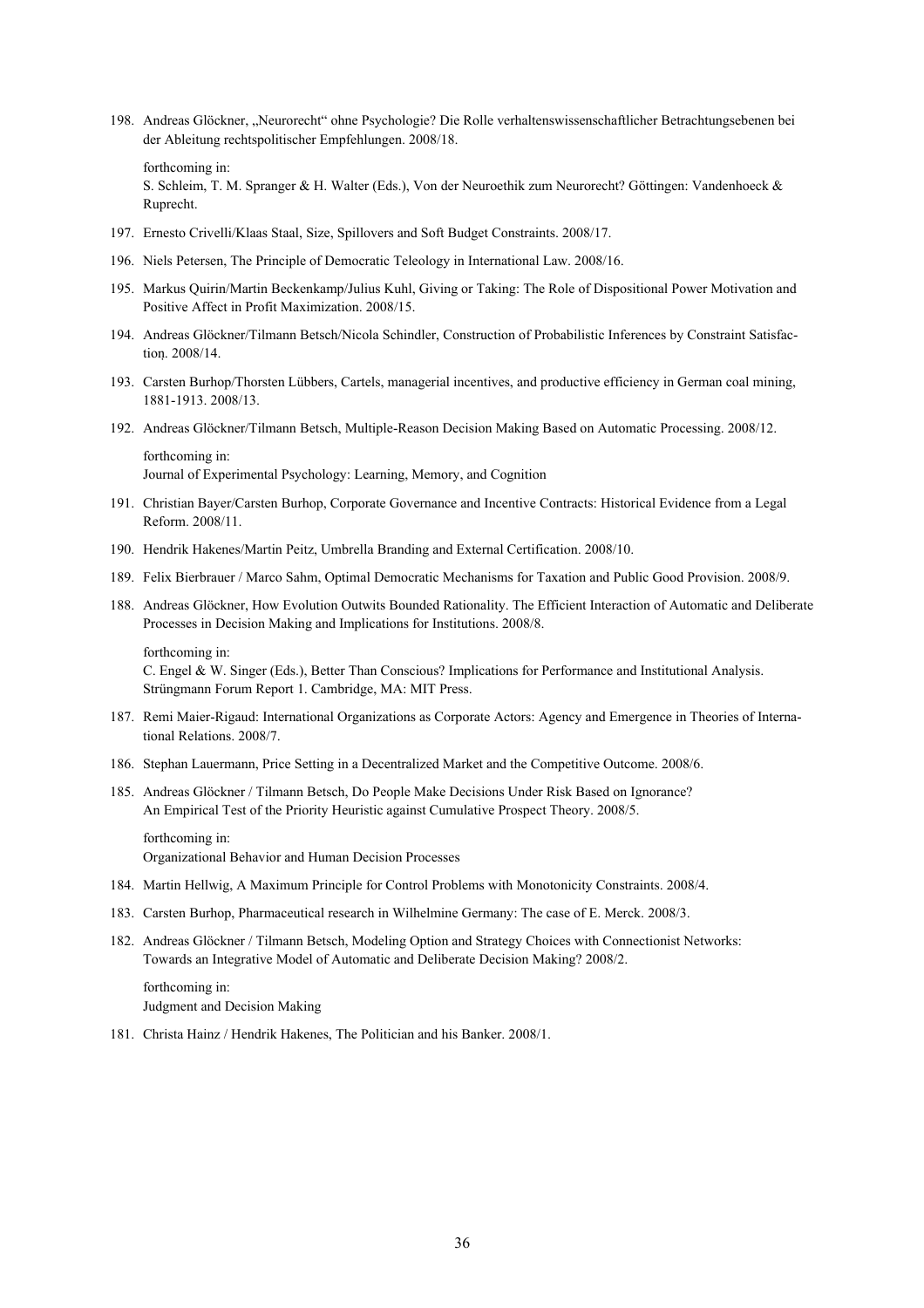198. Andreas Glöckner, „Neurorecht“ ohne Psychologie? Die Rolle verhaltenswissenschaftlicher Betrachtungsebenen bei der Ableitung rechtspolitischer Empfehlungen. 2008/18.

     forthcoming in:
     S. Schleim, T. M. Spranger & H. Walter (Eds.), Von der Neuroethik zum Neurorecht? Göttingen: Vandenhoeck & Ruprecht.

197. Ernesto Crivelli/Klaas Staal, Size, Spillovers and Soft Budget Constraints. 2008/17.

196. Niels Petersen, The Principle of Democratic Teleology in International Law. 2008/16.

195. Markus Quirin/Martin Beckenkamp/Julius Kuhl, Giving or Taking: The Role of Dispositional Power Motivation and Positive Affect in Profit Maximization. 2008/15.

194. Andreas Glöckner/Tilmann Betsch/Nicola Schindler, Construction of Probabilistic Inferences by Constraint Satisfaction. 2008/14.

193. Carsten Burhop/Thorsten Lübbers, Cartels, managerial incentives, and productive efficiency in German coal mining, 1881-1913. 2008/13.

192. Andreas Glöckner/Tilmann Betsch, Multiple-Reason Decision Making Based on Automatic Processing. 2008/12.

     forthcoming in:
     Journal of Experimental Psychology: Learning, Memory, and Cognition

191. Christian Bayer/Carsten Burhop, Corporate Governance and Incentive Contracts: Historical Evidence from a Legal Reform. 2008/11.

190. Hendrik Hakenes/Martin Peitz, Umbrella Branding and External Certification. 2008/10.

189. Felix Bierbrauer / Marco Sahm, Optimal Democratic Mechanisms for Taxation and Public Good Provision. 2008/9.

188. Andreas Glöckner, How Evolution Outwits Bounded Rationality. The Efficient Interaction of Automatic and Deliberate Processes in Decision Making and Implications for Institutions. 2008/8.

     forthcoming in:
     C. Engel & W. Singer (Eds.), Better Than Conscious? Implications for Performance and Institutional Analysis. Strüngmann Forum Report 1. Cambridge, MA: MIT Press.

187. Remi Maier-Rigaud: International Organizations as Corporate Actors: Agency and Emergence in Theories of International Relations. 2008/7.

186. Stephan Lauermann, Price Setting in a Decentralized Market and the Competitive Outcome. 2008/6.

185. Andreas Glöckner / Tilmann Betsch, Do People Make Decisions Under Risk Based on Ignorance? An Empirical Test of the Priority Heuristic against Cumulative Prospect Theory. 2008/5.

     forthcoming in:
     Organizational Behavior and Human Decision Processes

184. Martin Hellwig, A Maximum Principle for Control Problems with Monotonicity Constraints. 2008/4.

183. Carsten Burhop, Pharmaceutical research in Wilhelmine Germany: The case of E. Merck. 2008/3.

182. Andreas Glöckner / Tilmann Betsch, Modeling Option and Strategy Choices with Connectionist Networks: Towards an Integrative Model of Automatic and Deliberate Decision Making? 2008/2.

     forthcoming in:
     Judgment and Decision Making

181. Christa Hainz / Hendrik Hakenes, The Politician and his Banker. 2008/1.